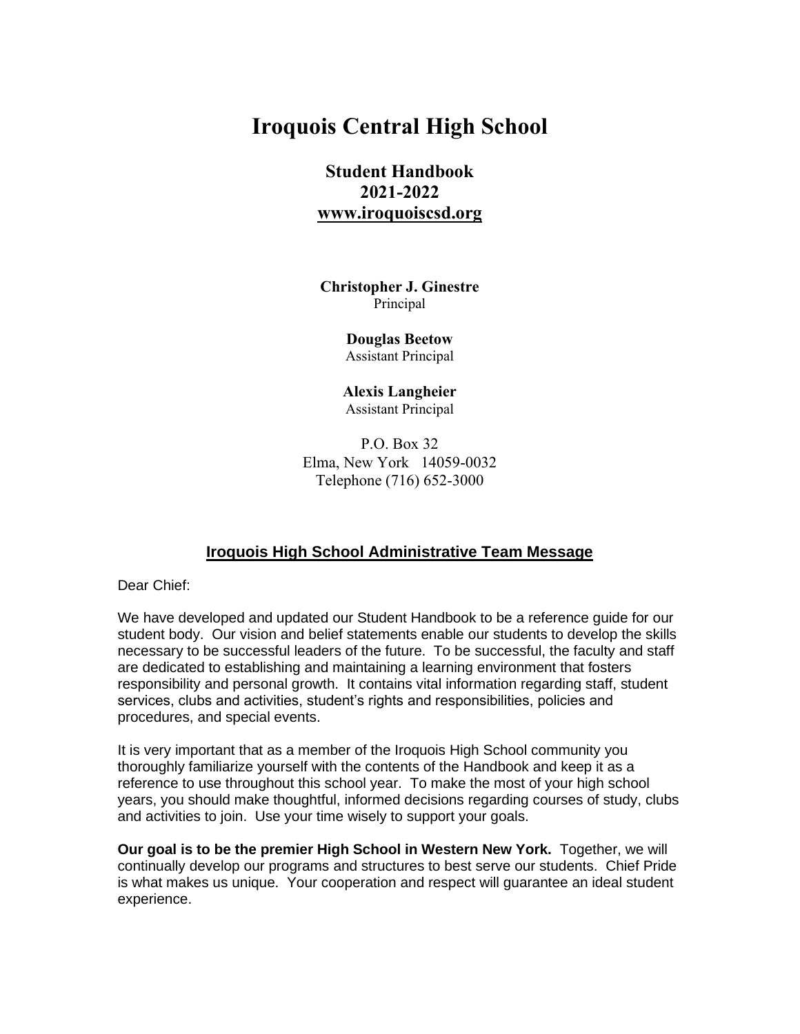# Iroquois Central High School

## Student Handbook
## 2021-2022
## www.iroquoiscsd.org

**Christopher J. Ginestre**
Principal

**Douglas Beetow**
Assistant Principal

**Alexis Langheier**
Assistant Principal

P.O. Box 32
Elma, New York 14059-0032
Telephone (716) 652-3000

## Iroquois High School Administrative Team Message

Dear Chief:

We have developed and updated our Student Handbook to be a reference guide for our student body. Our vision and belief statements enable our students to develop the skills necessary to be successful leaders of the future. To be successful, the faculty and staff are dedicated to establishing and maintaining a learning environment that fosters responsibility and personal growth. It contains vital information regarding staff, student services, clubs and activities, student's rights and responsibilities, policies and procedures, and special events.

It is very important that as a member of the Iroquois High School community you thoroughly familiarize yourself with the contents of the Handbook and keep it as a reference to use throughout this school year. To make the most of your high school years, you should make thoughtful, informed decisions regarding courses of study, clubs and activities to join. Use your time wisely to support your goals.

**Our goal is to be the premier High School in Western New York.** Together, we will continually develop our programs and structures to best serve our students. Chief Pride is what makes us unique. Your cooperation and respect will guarantee an ideal student experience.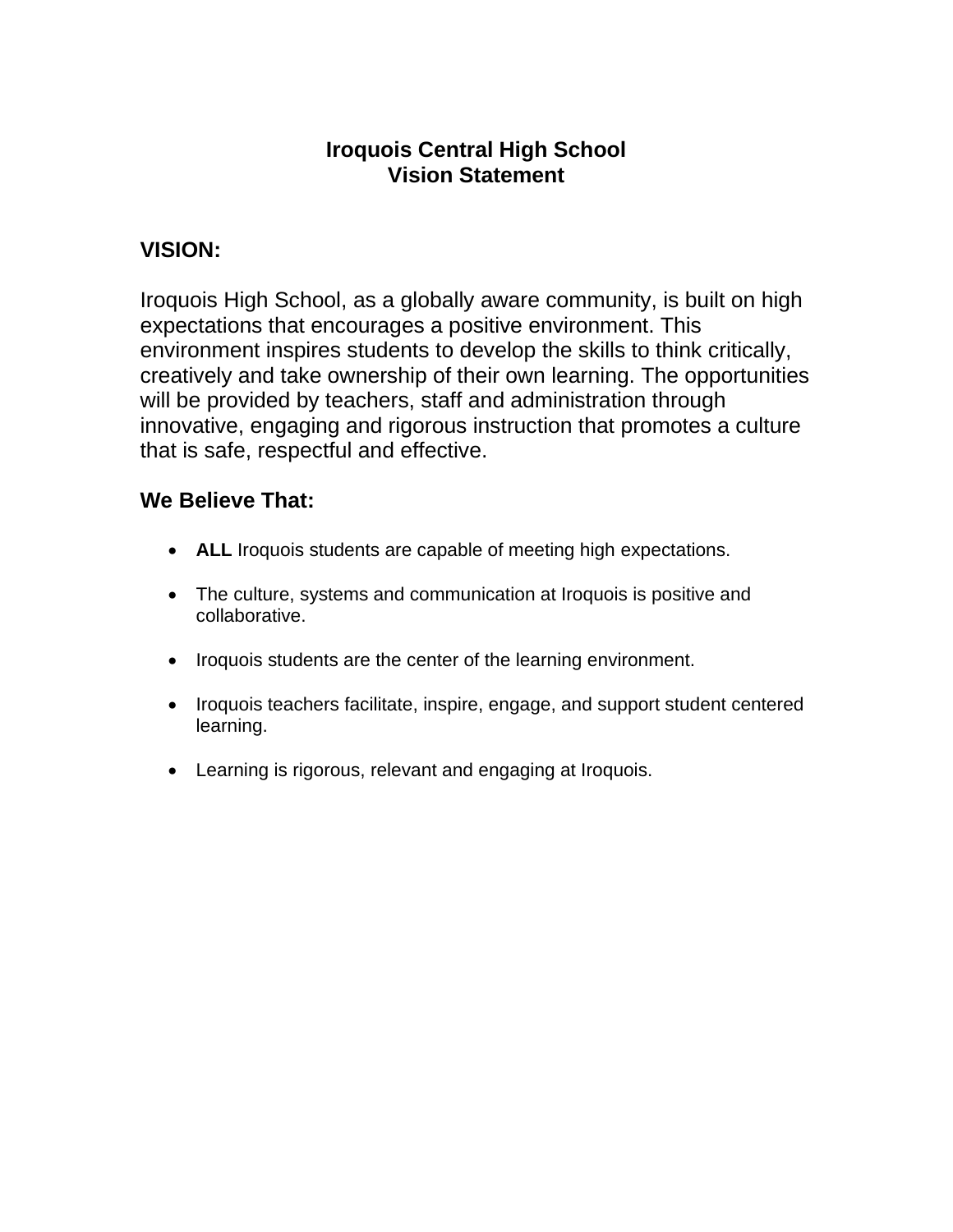# Iroquois Central High School
# Vision Statement

## VISION:

Iroquois High School, as a globally aware community, is built on high expectations that encourages a positive environment. This environment inspires students to develop the skills to think critically, creatively and take ownership of their own learning. The opportunities will be provided by teachers, staff and administration through innovative, engaging and rigorous instruction that promotes a culture that is safe, respectful and effective.

## We Believe That:

- **ALL** Iroquois students are capable of meeting high expectations.
- The culture, systems and communication at Iroquois is positive and collaborative.
- Iroquois students are the center of the learning environment.
- Iroquois teachers facilitate, inspire, engage, and support student centered learning.
- Learning is rigorous, relevant and engaging at Iroquois.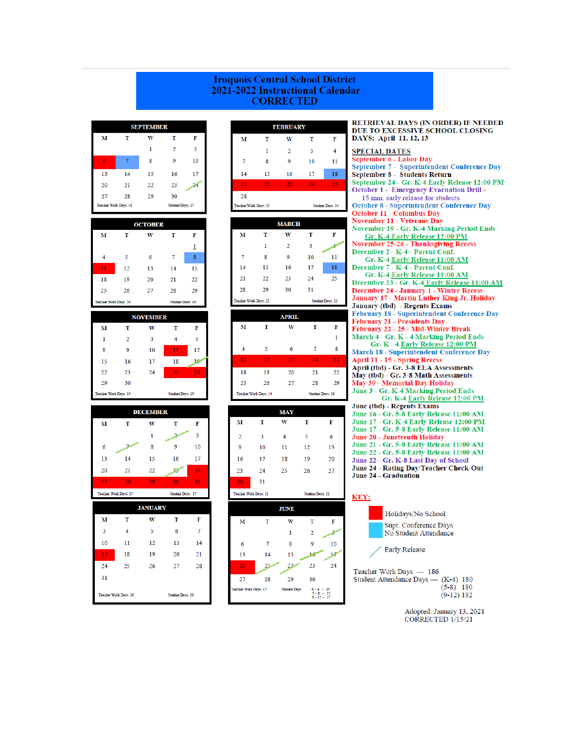# Iroquois Central School District
## 2021-2022 Instructional Calendar
## CORRECTED

### SEPTEMBER

| M | T | W | T | F |
|---|---|---|---|---|
| | | 1 | 2 | 3 |
| 6 | 7 | 8 | 9 | 10 |
| 13 | 14 | 15 | 16 | 17 |
| 20 | 21 | 22 | 23 | 24 |
| 27 | 28 | 29 | 30 | |

Teacher Work Days: 18 Student Days: 17

### OCTOBER

| M | T | W | T | F |
|---|---|---|---|---|
| | | | | 1 |
| 4 | 5 | 6 | 7 | 8 |
| 11 | 12 | 13 | 14 | 15 |
| 18 | 19 | 20 | 21 | 22 |
| 25 | 26 | 27 | 28 | 29 |

Teacher Work Days: 20 Student Days: 19

### NOVEMBER

| M | T | W | T | F |
|---|---|---|---|---|
| 1 | 2 | 3 | 4 | 5 |
| 8 | 9 | 10 | 11 | 12 |
| 15 | 16 | 17 | 18 | 19 |
| 22 | 23 | 24 | 25 | 26 |
| 29 | 30 | | | |

Teacher Work Days: 19 Student Days: 19

### DECEMBER

| M | T | W | T | F |
|---|---|---|---|---|
| | | 1 | 2 | 3 |
| 6 | 7 | 8 | 9 | 10 |
| 13 | 14 | 15 | 16 | 17 |
| 20 | 21 | 22 | 23 | 24 |
| 27 | 28 | 29 | 30 | 31 |

Teacher Work Days: 17 Student Days: 17

### JANUARY

| M | T | W | T | F |
|---|---|---|---|---|
| 3 | 4 | 5 | 6 | 7 |
| 10 | 11 | 12 | 13 | 14 |
| 17 | 18 | 19 | 20 | 21 |
| 24 | 25 | 26 | 27 | 28 |
| 31 | | | | |

Teacher Work Days: 20 Student Days: 20

### FEBRUARY

| M | T | W | T | F |
|---|---|---|---|---|
| | 1 | 2 | 3 | 4 |
| 7 | 8 | 9 | 10 | 11 |
| 14 | 15 | 16 | 17 | 18 |
| 21 | 22 | 23 | 24 | 25 |
| 28 | | | | |

Teacher Work Days: 15 Student Days: 14

### MARCH

| M | T | W | T | F |
|---|---|---|---|---|
| | 1 | 2 | 3 | 4 |
| 7 | 8 | 9 | 10 | 11 |
| 14 | 15 | 16 | 17 | 18 |
| 21 | 22 | 23 | 24 | 25 |
| 28 | 29 | 30 | 31 | |

Teacher Work Days: 23 Student Days: 22

### APRIL

| M | T | W | T | F |
|---|---|---|---|---|
| | | | | 1 |
| 4 | 5 | 6 | 7 | 8 |
| 11 | 12 | 13 | 14 | 15 |
| 18 | 19 | 20 | 21 | 22 |
| 25 | 26 | 27 | 28 | 29 |

Teacher Work Days: 16 Student Days: 16

### MAY

| M | T | W | T | F |
|---|---|---|---|---|
| 2 | 3 | 4 | 5 | 6 |
| 9 | 10 | 11 | 12 | 13 |
| 16 | 17 | 18 | 19 | 20 |
| 23 | 24 | 25 | 26 | 27 |
| 30 | 31 | | | |

Teacher Work Days: 21 Student Days: 21

### JUNE

| M | T | W | T | F |
|---|---|---|---|---|
| | | 1 | 2 | 3 |
| 6 | 7 | 8 | 9 | 10 |
| 13 | 14 | 15 | 16 | 17 |
| 20 | 21 | 22 | 23 | 24 |
| 27 | 28 | 29 | 30 | |

Teacher Work Days: 17 Student Days: K-4 - 15, 5-8 - 15, 9-12 - 17

**RETRIEVAL DAYS (IN ORDER) IF NEEDED DUE TO EXCESSIVE SCHOOL CLOSING DAYS: April 11, 12, 13**

**SPECIAL DATES**

- September 6 - Labor Day
- September 7 - Superintendent Conference Day
- September 8 - Students Return
- September 24 - Gr. K-4 Early Release 12:00 PM
- October 1 - Emergency Evacuation Drill - 15 min. early release for students
- October 8 - Superintendent Conference Day
- October 11 - Columbus Day
- November 11 - Veterans Day
- November 19 - Gr. K-4 Marking Period Ends, Gr. K-4 Early Release 12:00 PM
- November 25-26 - Thanksgiving Recess
- December 2 - K-4 - Parent Conf. Gr. K-4 Early Release 11:00 AM
- December 7 - K-4 - Parent Conf. Gr. K-4 Early Release 11:00 AM
- December 23 - Gr. K-4 Early Release 11:00 AM
- December 24 - January 1 - Winter Recess
- January 17 - Martin Luther King Jr. Holiday
- January (tbd) - Regents Exams
- February 18 - Superintendent Conference Day
- February 21 - Presidents Day
- February 22 - 25 - Mid-Winter Break
- March 4 - Gr. K - 4 Marking Period Ends, Gr. K - 4 Early Release 12:00 PM
- March 18 - Superintendent Conference Day
- April 11 - 15 - Spring Recess
- April (tbd) - Gr. 3-8 ELA Assessments
- May (tbd) - Gr. 3-8 Math Assessments
- May 30 - Memorial Day Holiday
- June 3 - Gr. K-4 Marking Period Ends, Gr. K-4 Early Release 12:00 PM
- June (tbd) - Regents Exams
- June 16 - Gr. 5-8 Early Release 11:00 AM
- June 17 - Gr. K-4 Early Release 12:00 PM
- June 17 - Gr. 5-8 Early Release 11:00 AM
- June 20 - Juneteenth Holiday
- June 21 - Gr. 5-8 Early Release 11:00 AM
- June 22 - Gr. 5-8 Early Release 11:00 AM
- June 22 - Gr. K-8 Last Day of School
- June 24 - Rating Day/Teacher Check-Out
- June 24 - Graduation

**KEY:**

- Red: Holidays/No School
- Blue: Supt. Conference Days No Student Attendance
- Green slash: Early Release

Teacher Work Days — 186
Student Attendance Days — (K-4) 180, (5-8) 180, (9-12) 182

Adopted: January 13, 2021
CORRECTED 1/15/21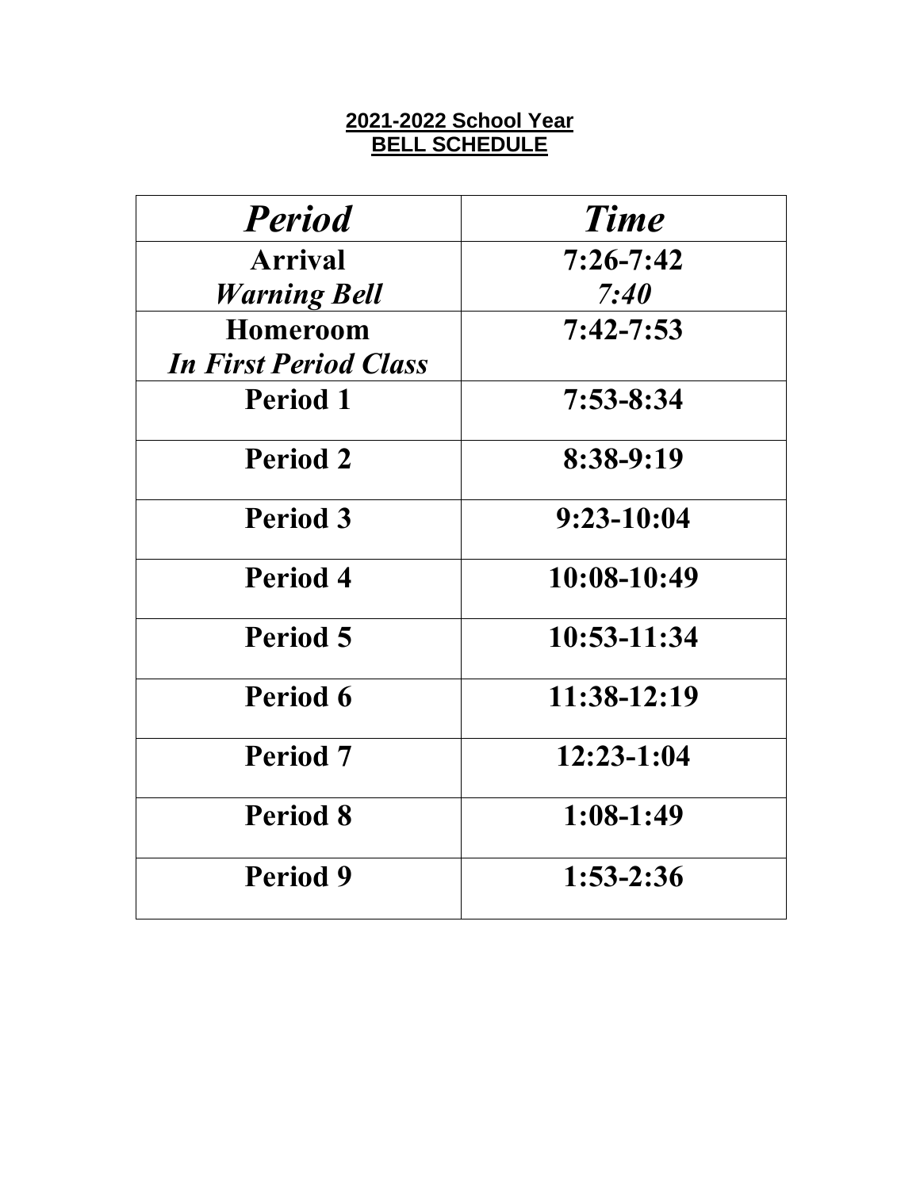**2021-2022 School Year**
**BELL SCHEDULE**

| *Period* | *Time* |
| --- | --- |
| **Arrival**<br>***Warning Bell*** | **7:26-7:42**<br>***7:40*** |
| **Homeroom**<br>***In First Period Class*** | **7:42-7:53** |
| **Period 1** | **7:53-8:34** |
| **Period 2** | **8:38-9:19** |
| **Period 3** | **9:23-10:04** |
| **Period 4** | **10:08-10:49** |
| **Period 5** | **10:53-11:34** |
| **Period 6** | **11:38-12:19** |
| **Period 7** | **12:23-1:04** |
| **Period 8** | **1:08-1:49** |
| **Period 9** | **1:53-2:36** |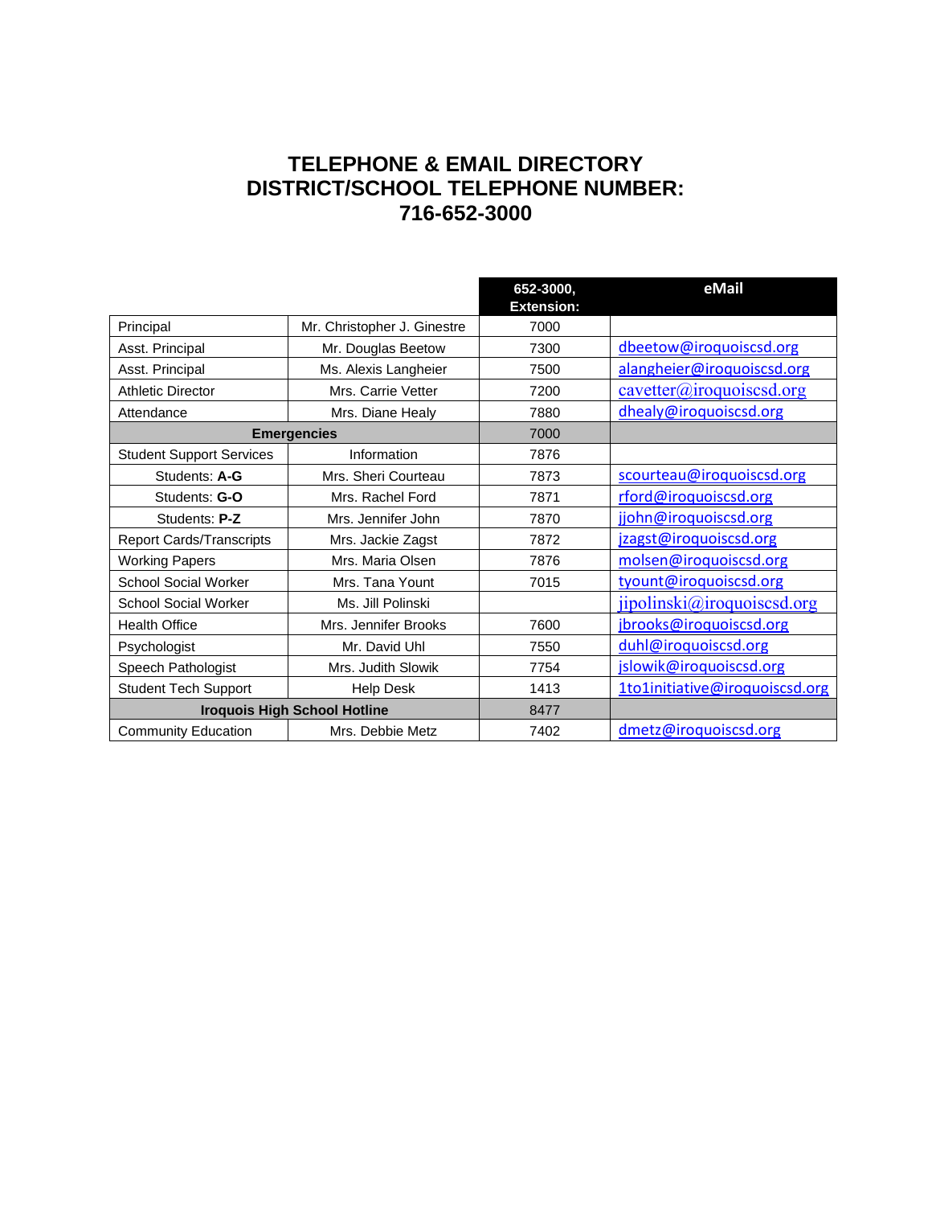# TELEPHONE & EMAIL DIRECTORY
# DISTRICT/SCHOOL TELEPHONE NUMBER: 716-652-3000

| | | 652-3000, Extension: | eMail |
|---|---|---|---|
| Principal | Mr. Christopher J. Ginestre | 7000 | |
| Asst. Principal | Mr. Douglas Beetow | 7300 | dbeetow@iroquoiscsd.org |
| Asst. Principal | Ms. Alexis Langheier | 7500 | alangheier@iroquoiscsd.org |
| Athletic Director | Mrs. Carrie Vetter | 7200 | cavetter@iroquoiscsd.org |
| Attendance | Mrs. Diane Healy | 7880 | dhealy@iroquoiscsd.org |
| **Emergencies** | | 7000 | |
| Student Support Services | Information | 7876 | |
| Students: **A-G** | Mrs. Sheri Courteau | 7873 | scourteau@iroquoiscsd.org |
| Students: **G-O** | Mrs. Rachel Ford | 7871 | rford@iroquoiscsd.org |
| Students: **P-Z** | Mrs. Jennifer John | 7870 | jjohn@iroquoiscsd.org |
| Report Cards/Transcripts | Mrs. Jackie Zagst | 7872 | jzagst@iroquoiscsd.org |
| Working Papers | Mrs. Maria Olsen | 7876 | molsen@iroquoiscsd.org |
| School Social Worker | Mrs. Tana Yount | 7015 | tyount@iroquoiscsd.org |
| School Social Worker | Ms. Jill Polinski | | jipolinski@iroquoiscsd.org |
| Health Office | Mrs. Jennifer Brooks | 7600 | jbrooks@iroquoiscsd.org |
| Psychologist | Mr. David Uhl | 7550 | duhl@iroquoiscsd.org |
| Speech Pathologist | Mrs. Judith Slowik | 7754 | jslowik@iroquoiscsd.org |
| Student Tech Support | Help Desk | 1413 | 1to1initiative@iroquoiscsd.org |
| **Iroquois High School Hotline** | | 8477 | |
| Community Education | Mrs. Debbie Metz | 7402 | dmetz@iroquoiscsd.org |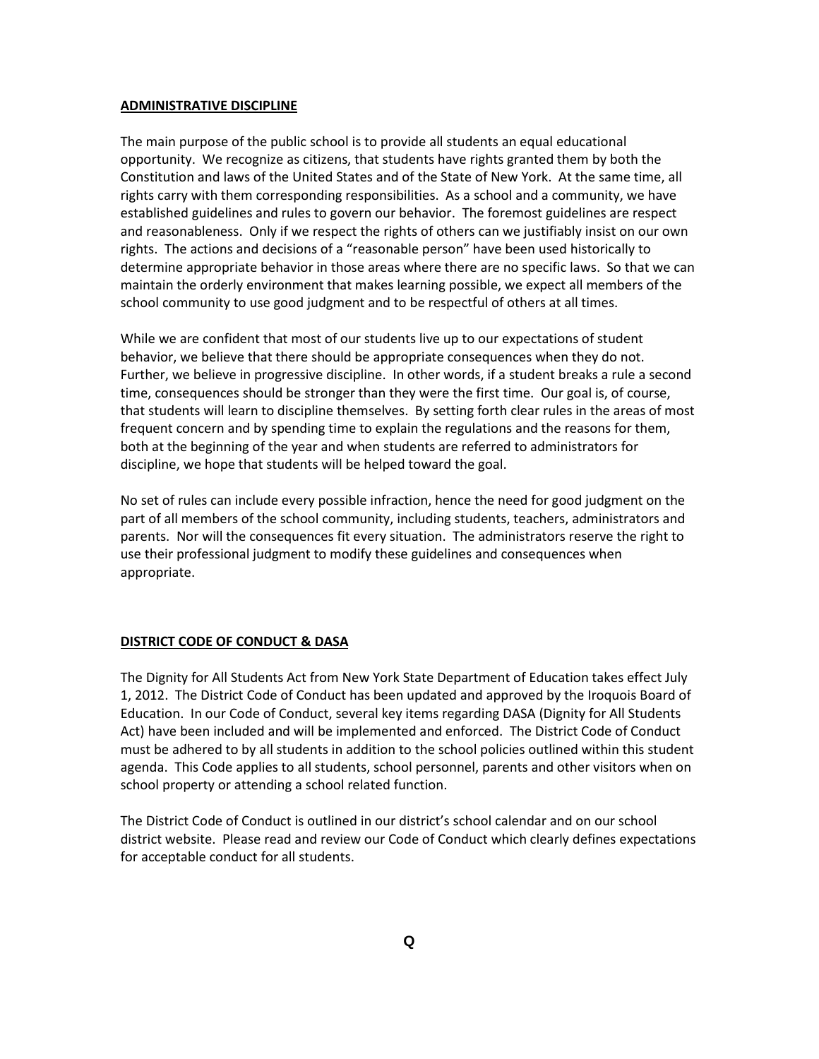## ADMINISTRATIVE DISCIPLINE

The main purpose of the public school is to provide all students an equal educational opportunity. We recognize as citizens, that students have rights granted them by both the Constitution and laws of the United States and of the State of New York. At the same time, all rights carry with them corresponding responsibilities. As a school and a community, we have established guidelines and rules to govern our behavior. The foremost guidelines are respect and reasonableness. Only if we respect the rights of others can we justifiably insist on our own rights. The actions and decisions of a "reasonable person" have been used historically to determine appropriate behavior in those areas where there are no specific laws. So that we can maintain the orderly environment that makes learning possible, we expect all members of the school community to use good judgment and to be respectful of others at all times.

While we are confident that most of our students live up to our expectations of student behavior, we believe that there should be appropriate consequences when they do not. Further, we believe in progressive discipline. In other words, if a student breaks a rule a second time, consequences should be stronger than they were the first time. Our goal is, of course, that students will learn to discipline themselves. By setting forth clear rules in the areas of most frequent concern and by spending time to explain the regulations and the reasons for them, both at the beginning of the year and when students are referred to administrators for discipline, we hope that students will be helped toward the goal.

No set of rules can include every possible infraction, hence the need for good judgment on the part of all members of the school community, including students, teachers, administrators and parents. Nor will the consequences fit every situation. The administrators reserve the right to use their professional judgment to modify these guidelines and consequences when appropriate.

## DISTRICT CODE OF CONDUCT & DASA

The Dignity for All Students Act from New York State Department of Education takes effect July 1, 2012. The District Code of Conduct has been updated and approved by the Iroquois Board of Education. In our Code of Conduct, several key items regarding DASA (Dignity for All Students Act) have been included and will be implemented and enforced. The District Code of Conduct must be adhered to by all students in addition to the school policies outlined within this student agenda. This Code applies to all students, school personnel, parents and other visitors when on school property or attending a school related function.

The District Code of Conduct is outlined in our district's school calendar and on our school district website. Please read and review our Code of Conduct which clearly defines expectations for acceptable conduct for all students.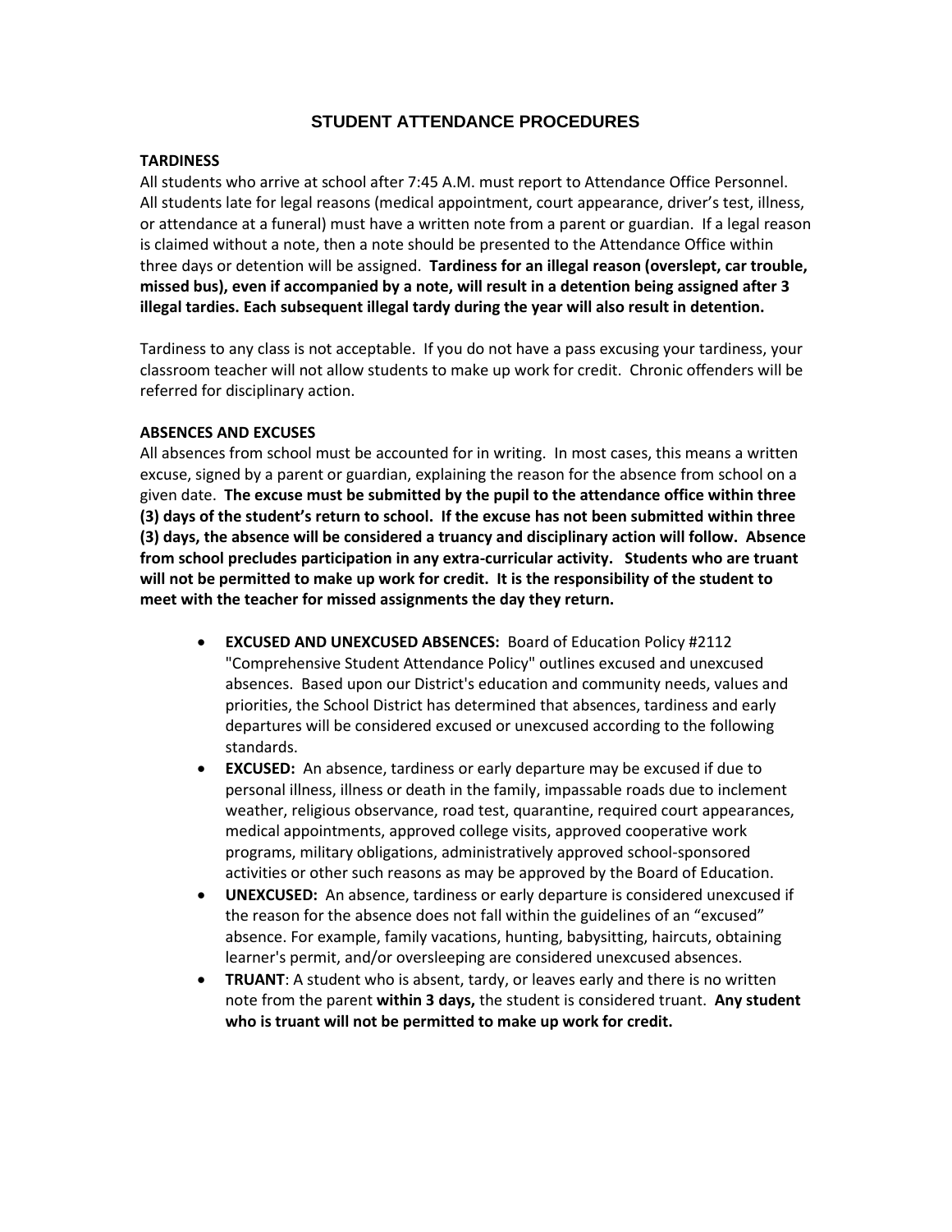# STUDENT ATTENDANCE PROCEDURES

**TARDINESS**

All students who arrive at school after 7:45 A.M. must report to Attendance Office Personnel. All students late for legal reasons (medical appointment, court appearance, driver's test, illness, or attendance at a funeral) must have a written note from a parent or guardian. If a legal reason is claimed without a note, then a note should be presented to the Attendance Office within three days or detention will be assigned. **Tardiness for an illegal reason (overslept, car trouble, missed bus), even if accompanied by a note, will result in a detention being assigned after 3 illegal tardies. Each subsequent illegal tardy during the year will also result in detention.**

Tardiness to any class is not acceptable. If you do not have a pass excusing your tardiness, your classroom teacher will not allow students to make up work for credit. Chronic offenders will be referred for disciplinary action.

**ABSENCES AND EXCUSES**

All absences from school must be accounted for in writing. In most cases, this means a written excuse, signed by a parent or guardian, explaining the reason for the absence from school on a given date. **The excuse must be submitted by the pupil to the attendance office within three (3) days of the student's return to school. If the excuse has not been submitted within three (3) days, the absence will be considered a truancy and disciplinary action will follow. Absence from school precludes participation in any extra-curricular activity. Students who are truant will not be permitted to make up work for credit. It is the responsibility of the student to meet with the teacher for missed assignments the day they return.**

- **EXCUSED AND UNEXCUSED ABSENCES:** Board of Education Policy #2112 "Comprehensive Student Attendance Policy" outlines excused and unexcused absences. Based upon our District's education and community needs, values and priorities, the School District has determined that absences, tardiness and early departures will be considered excused or unexcused according to the following standards.
- **EXCUSED:** An absence, tardiness or early departure may be excused if due to personal illness, illness or death in the family, impassable roads due to inclement weather, religious observance, road test, quarantine, required court appearances, medical appointments, approved college visits, approved cooperative work programs, military obligations, administratively approved school-sponsored activities or other such reasons as may be approved by the Board of Education.
- **UNEXCUSED:** An absence, tardiness or early departure is considered unexcused if the reason for the absence does not fall within the guidelines of an "excused" absence. For example, family vacations, hunting, babysitting, haircuts, obtaining learner's permit, and/or oversleeping are considered unexcused absences.
- **TRUANT**: A student who is absent, tardy, or leaves early and there is no written note from the parent **within 3 days,** the student is considered truant. **Any student who is truant will not be permitted to make up work for credit.**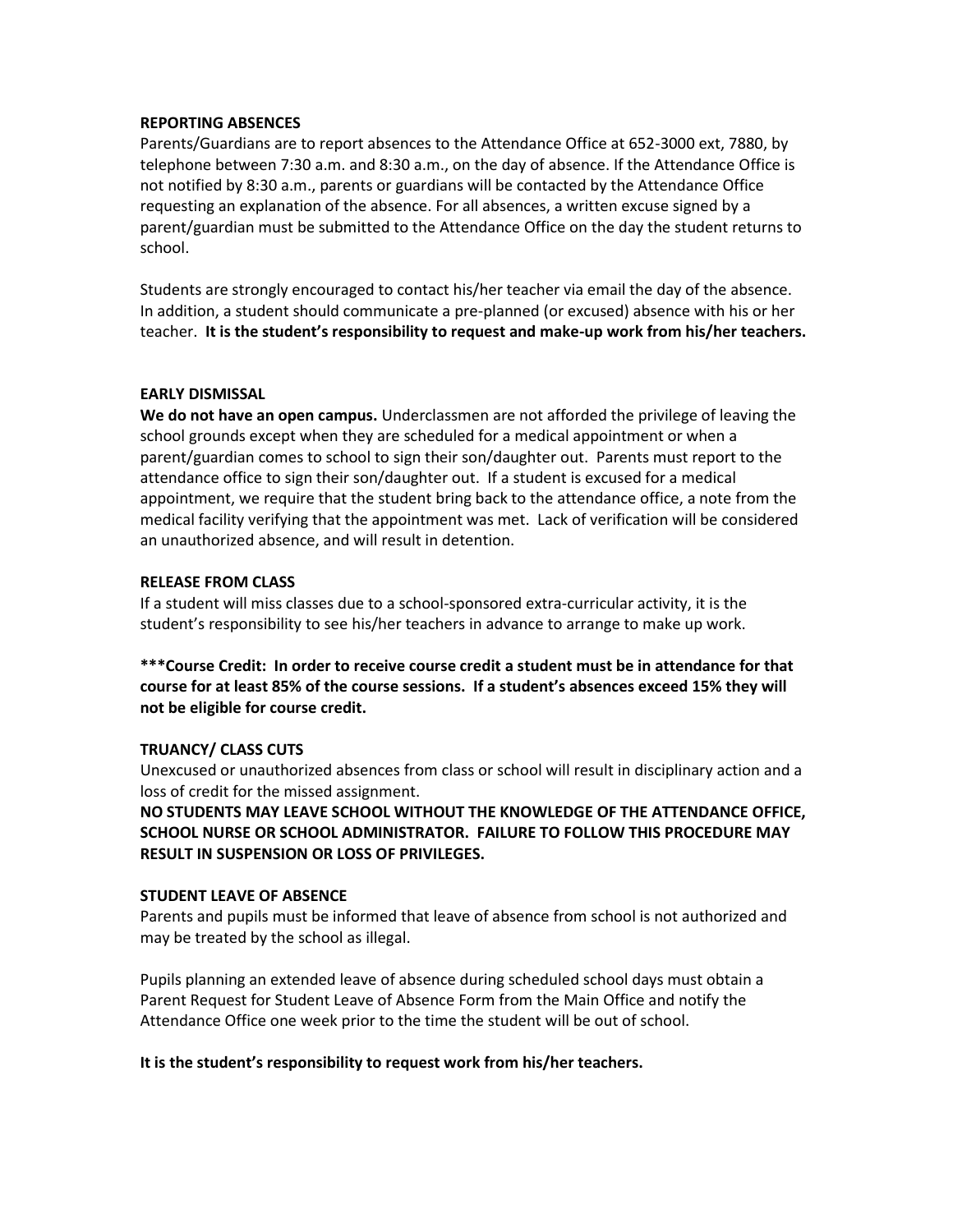**REPORTING ABSENCES**

Parents/Guardians are to report absences to the Attendance Office at 652-3000 ext, 7880, by telephone between 7:30 a.m. and 8:30 a.m., on the day of absence. If the Attendance Office is not notified by 8:30 a.m., parents or guardians will be contacted by the Attendance Office requesting an explanation of the absence. For all absences, a written excuse signed by a parent/guardian must be submitted to the Attendance Office on the day the student returns to school.

Students are strongly encouraged to contact his/her teacher via email the day of the absence. In addition, a student should communicate a pre-planned (or excused) absence with his or her teacher. **It is the student's responsibility to request and make-up work from his/her teachers.**

**EARLY DISMISSAL**

**We do not have an open campus.** Underclassmen are not afforded the privilege of leaving the school grounds except when they are scheduled for a medical appointment or when a parent/guardian comes to school to sign their son/daughter out. Parents must report to the attendance office to sign their son/daughter out. If a student is excused for a medical appointment, we require that the student bring back to the attendance office, a note from the medical facility verifying that the appointment was met. Lack of verification will be considered an unauthorized absence, and will result in detention.

**RELEASE FROM CLASS**

If a student will miss classes due to a school-sponsored extra-curricular activity, it is the student's responsibility to see his/her teachers in advance to arrange to make up work.

**\*\*\*Course Credit: In order to receive course credit a student must be in attendance for that course for at least 85% of the course sessions. If a student's absences exceed 15% they will not be eligible for course credit.**

**TRUANCY/ CLASS CUTS**

Unexcused or unauthorized absences from class or school will result in disciplinary action and a loss of credit for the missed assignment.

**NO STUDENTS MAY LEAVE SCHOOL WITHOUT THE KNOWLEDGE OF THE ATTENDANCE OFFICE, SCHOOL NURSE OR SCHOOL ADMINISTRATOR. FAILURE TO FOLLOW THIS PROCEDURE MAY RESULT IN SUSPENSION OR LOSS OF PRIVILEGES.**

**STUDENT LEAVE OF ABSENCE**

Parents and pupils must be informed that leave of absence from school is not authorized and may be treated by the school as illegal.

Pupils planning an extended leave of absence during scheduled school days must obtain a Parent Request for Student Leave of Absence Form from the Main Office and notify the Attendance Office one week prior to the time the student will be out of school.

**It is the student's responsibility to request work from his/her teachers.**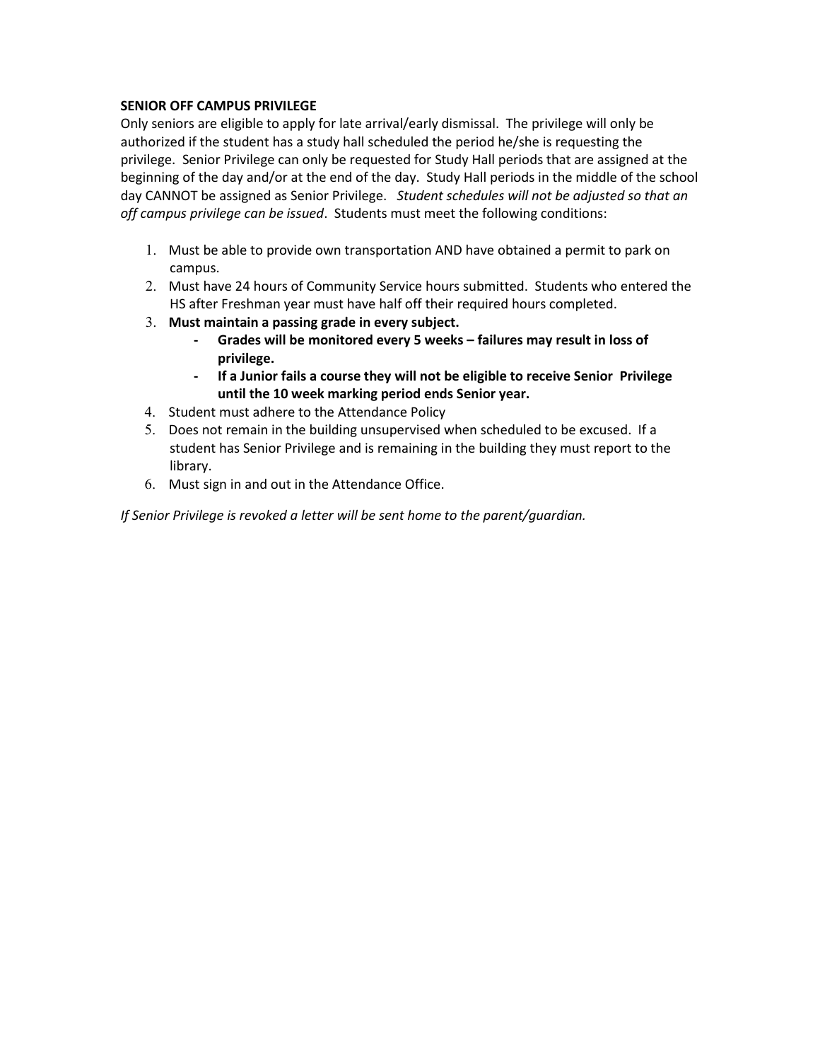**SENIOR OFF CAMPUS PRIVILEGE**

Only seniors are eligible to apply for late arrival/early dismissal. The privilege will only be authorized if the student has a study hall scheduled the period he/she is requesting the privilege. Senior Privilege can only be requested for Study Hall periods that are assigned at the beginning of the day and/or at the end of the day. Study Hall periods in the middle of the school day CANNOT be assigned as Senior Privilege. *Student schedules will not be adjusted so that an off campus privilege can be issued*. Students must meet the following conditions:

1. Must be able to provide own transportation AND have obtained a permit to park on campus.
2. Must have 24 hours of Community Service hours submitted. Students who entered the HS after Freshman year must have half off their required hours completed.
3. **Must maintain a passing grade in every subject.**
    - **Grades will be monitored every 5 weeks – failures may result in loss of privilege.**
    - **If a Junior fails a course they will not be eligible to receive Senior Privilege until the 10 week marking period ends Senior year.**
4. Student must adhere to the Attendance Policy
5. Does not remain in the building unsupervised when scheduled to be excused. If a student has Senior Privilege and is remaining in the building they must report to the library.
6. Must sign in and out in the Attendance Office.

*If Senior Privilege is revoked a letter will be sent home to the parent/guardian.*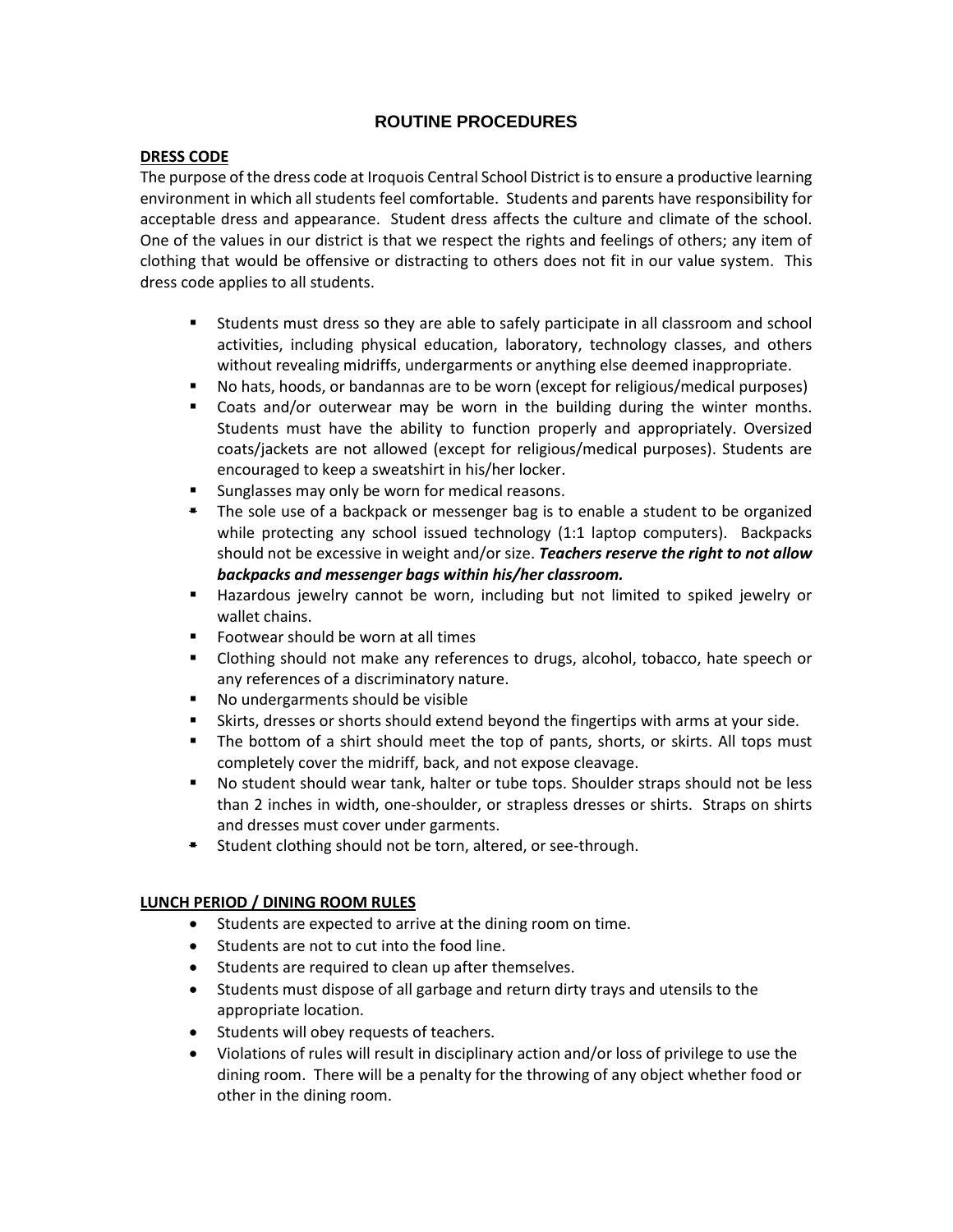# ROUTINE PROCEDURES

## DRESS CODE

The purpose of the dress code at Iroquois Central School District is to ensure a productive learning environment in which all students feel comfortable. Students and parents have responsibility for acceptable dress and appearance. Student dress affects the culture and climate of the school. One of the values in our district is that we respect the rights and feelings of others; any item of clothing that would be offensive or distracting to others does not fit in our value system. This dress code applies to all students.

- Students must dress so they are able to safely participate in all classroom and school activities, including physical education, laboratory, technology classes, and others without revealing midriffs, undergarments or anything else deemed inappropriate.
- No hats, hoods, or bandannas are to be worn (except for religious/medical purposes)
- Coats and/or outerwear may be worn in the building during the winter months. Students must have the ability to function properly and appropriately. Oversized coats/jackets are not allowed (except for religious/medical purposes). Students are encouraged to keep a sweatshirt in his/her locker.
- Sunglasses may only be worn for medical reasons.
- The sole use of a backpack or messenger bag is to enable a student to be organized while protecting any school issued technology (1:1 laptop computers). Backpacks should not be excessive in weight and/or size. ***Teachers reserve the right to not allow backpacks and messenger bags within his/her classroom.***
- Hazardous jewelry cannot be worn, including but not limited to spiked jewelry or wallet chains.
- Footwear should be worn at all times
- Clothing should not make any references to drugs, alcohol, tobacco, hate speech or any references of a discriminatory nature.
- No undergarments should be visible
- Skirts, dresses or shorts should extend beyond the fingertips with arms at your side.
- The bottom of a shirt should meet the top of pants, shorts, or skirts. All tops must completely cover the midriff, back, and not expose cleavage.
- No student should wear tank, halter or tube tops. Shoulder straps should not be less than 2 inches in width, one-shoulder, or strapless dresses or shirts. Straps on shirts and dresses must cover under garments.
- Student clothing should not be torn, altered, or see-through.

## LUNCH PERIOD / DINING ROOM RULES

- Students are expected to arrive at the dining room on time.
- Students are not to cut into the food line.
- Students are required to clean up after themselves.
- Students must dispose of all garbage and return dirty trays and utensils to the appropriate location.
- Students will obey requests of teachers.
- Violations of rules will result in disciplinary action and/or loss of privilege to use the dining room. There will be a penalty for the throwing of any object whether food or other in the dining room.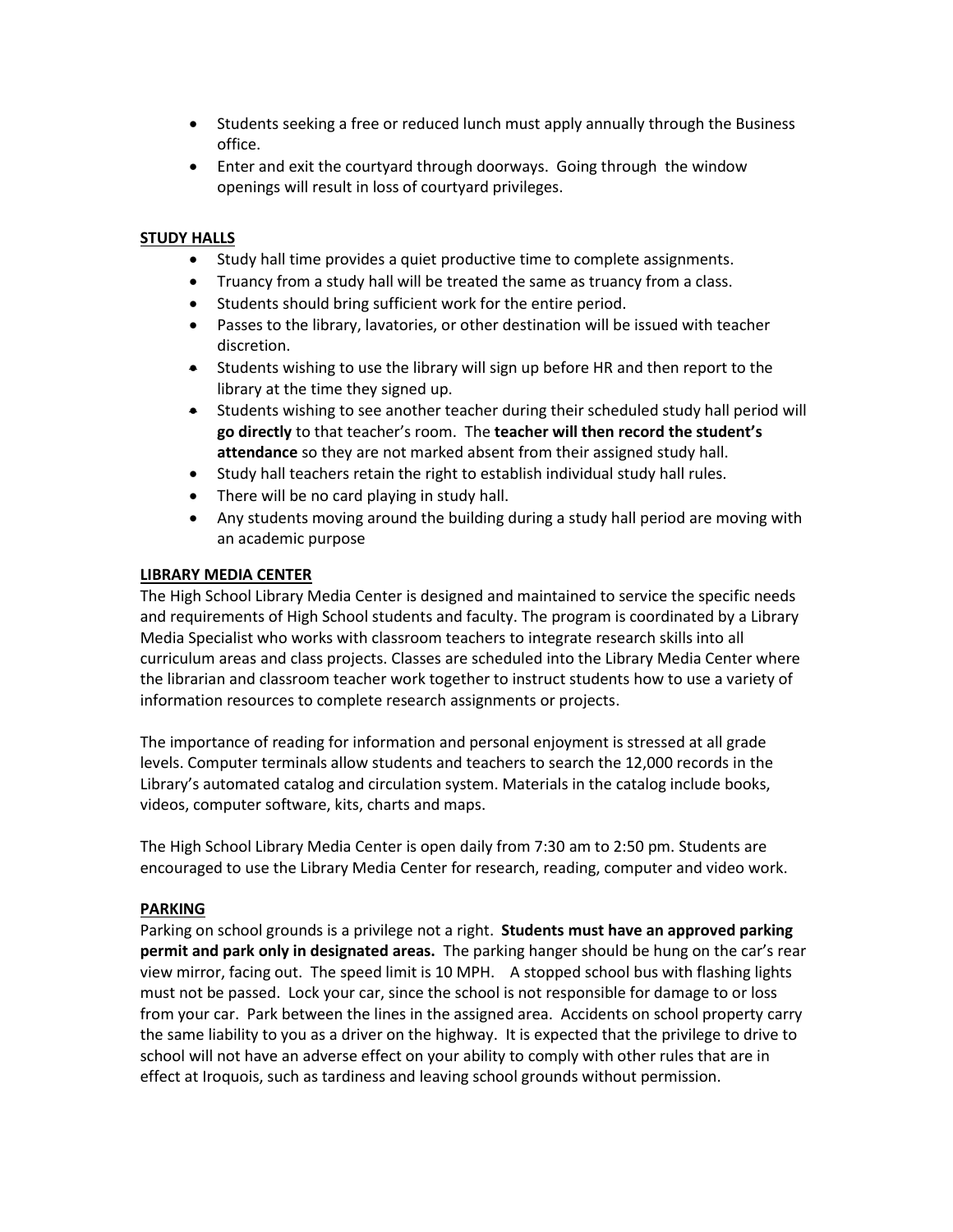- Students seeking a free or reduced lunch must apply annually through the Business office.
- Enter and exit the courtyard through doorways. Going through the window openings will result in loss of courtyard privileges.

## STUDY HALLS

- Study hall time provides a quiet productive time to complete assignments.
- Truancy from a study hall will be treated the same as truancy from a class.
- Students should bring sufficient work for the entire period.
- Passes to the library, lavatories, or other destination will be issued with teacher discretion.
- Students wishing to use the library will sign up before HR and then report to the library at the time they signed up.
- Students wishing to see another teacher during their scheduled study hall period will **go directly** to that teacher's room. The **teacher will then record the student's attendance** so they are not marked absent from their assigned study hall.
- Study hall teachers retain the right to establish individual study hall rules.
- There will be no card playing in study hall.
- Any students moving around the building during a study hall period are moving with an academic purpose

## LIBRARY MEDIA CENTER

The High School Library Media Center is designed and maintained to service the specific needs and requirements of High School students and faculty. The program is coordinated by a Library Media Specialist who works with classroom teachers to integrate research skills into all curriculum areas and class projects. Classes are scheduled into the Library Media Center where the librarian and classroom teacher work together to instruct students how to use a variety of information resources to complete research assignments or projects.

The importance of reading for information and personal enjoyment is stressed at all grade levels. Computer terminals allow students and teachers to search the 12,000 records in the Library's automated catalog and circulation system. Materials in the catalog include books, videos, computer software, kits, charts and maps.

The High School Library Media Center is open daily from 7:30 am to 2:50 pm. Students are encouraged to use the Library Media Center for research, reading, computer and video work.

## PARKING

Parking on school grounds is a privilege not a right. **Students must have an approved parking permit and park only in designated areas.** The parking hanger should be hung on the car's rear view mirror, facing out. The speed limit is 10 MPH. A stopped school bus with flashing lights must not be passed. Lock your car, since the school is not responsible for damage to or loss from your car. Park between the lines in the assigned area. Accidents on school property carry the same liability to you as a driver on the highway. It is expected that the privilege to drive to school will not have an adverse effect on your ability to comply with other rules that are in effect at Iroquois, such as tardiness and leaving school grounds without permission.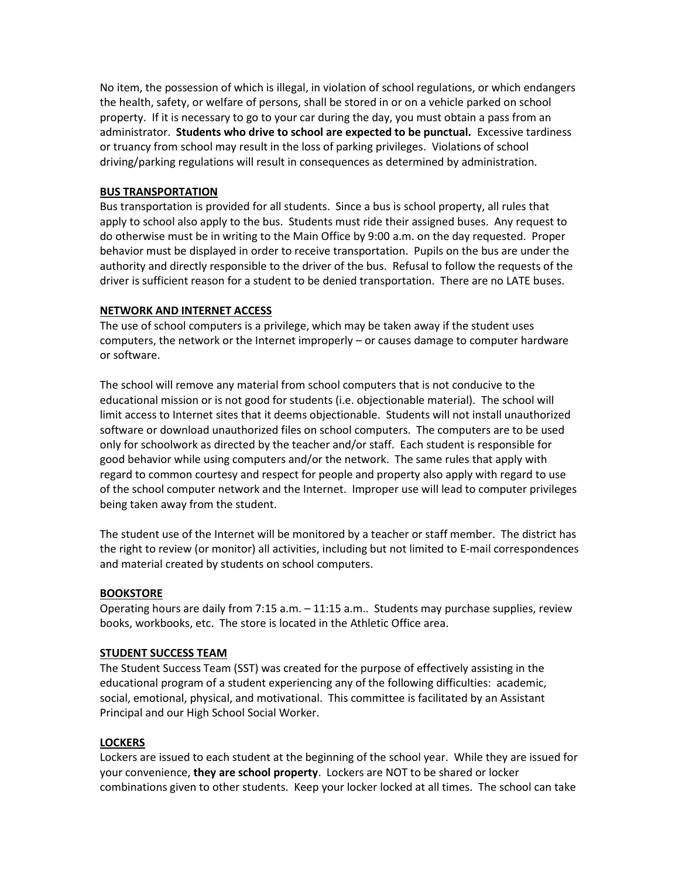No item, the possession of which is illegal, in violation of school regulations, or which endangers the health, safety, or welfare of persons, shall be stored in or on a vehicle parked on school property. If it is necessary to go to your car during the day, you must obtain a pass from an administrator. **Students who drive to school are expected to be punctual.** Excessive tardiness or truancy from school may result in the loss of parking privileges. Violations of school driving/parking regulations will result in consequences as determined by administration.

### BUS TRANSPORTATION

Bus transportation is provided for all students. Since a bus is school property, all rules that apply to school also apply to the bus. Students must ride their assigned buses. Any request to do otherwise must be in writing to the Main Office by 9:00 a.m. on the day requested. Proper behavior must be displayed in order to receive transportation. Pupils on the bus are under the authority and directly responsible to the driver of the bus. Refusal to follow the requests of the driver is sufficient reason for a student to be denied transportation. There are no LATE buses.

### NETWORK AND INTERNET ACCESS

The use of school computers is a privilege, which may be taken away if the student uses computers, the network or the Internet improperly – or causes damage to computer hardware or software.

The school will remove any material from school computers that is not conducive to the educational mission or is not good for students (i.e. objectionable material). The school will limit access to Internet sites that it deems objectionable. Students will not install unauthorized software or download unauthorized files on school computers. The computers are to be used only for schoolwork as directed by the teacher and/or staff. Each student is responsible for good behavior while using computers and/or the network. The same rules that apply with regard to common courtesy and respect for people and property also apply with regard to use of the school computer network and the Internet. Improper use will lead to computer privileges being taken away from the student.

The student use of the Internet will be monitored by a teacher or staff member. The district has the right to review (or monitor) all activities, including but not limited to E-mail correspondences and material created by students on school computers.

### BOOKSTORE

Operating hours are daily from 7:15 a.m. – 11:15 a.m.. Students may purchase supplies, review books, workbooks, etc. The store is located in the Athletic Office area.

### STUDENT SUCCESS TEAM

The Student Success Team (SST) was created for the purpose of effectively assisting in the educational program of a student experiencing any of the following difficulties: academic, social, emotional, physical, and motivational. This committee is facilitated by an Assistant Principal and our High School Social Worker.

### LOCKERS

Lockers are issued to each student at the beginning of the school year. While they are issued for your convenience, **they are school property**. Lockers are NOT to be shared or locker combinations given to other students. Keep your locker locked at all times. The school can take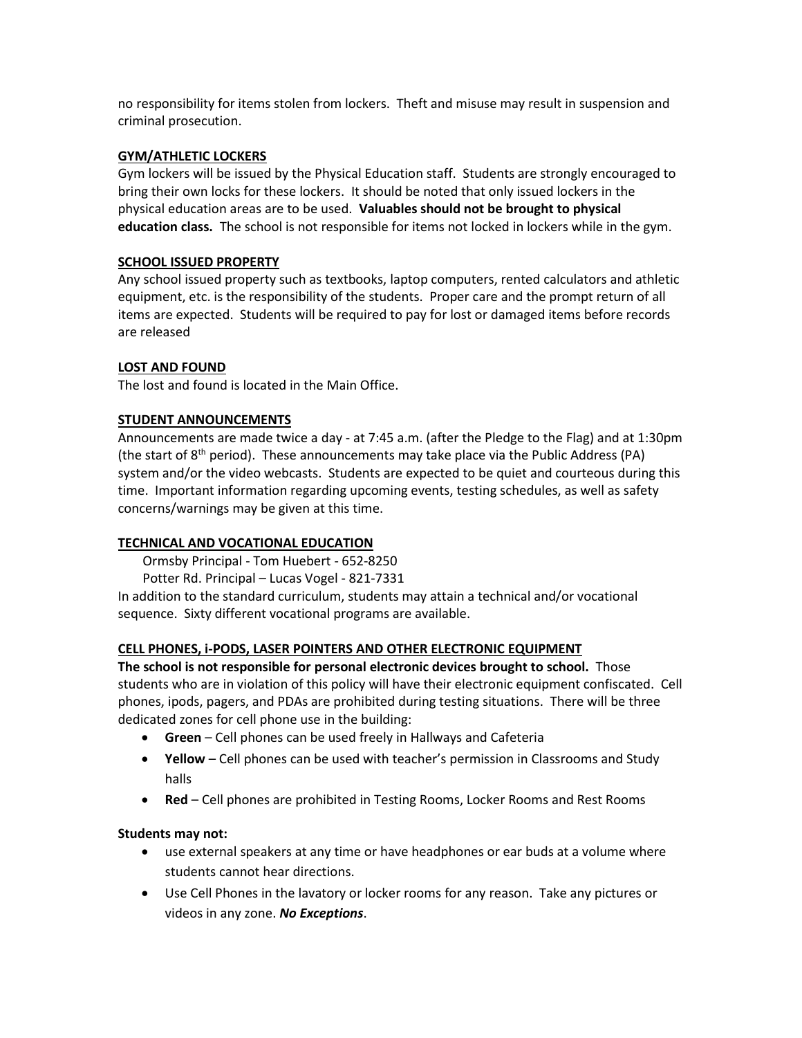no responsibility for items stolen from lockers. Theft and misuse may result in suspension and criminal prosecution.

## GYM/ATHLETIC LOCKERS

Gym lockers will be issued by the Physical Education staff. Students are strongly encouraged to bring their own locks for these lockers. It should be noted that only issued lockers in the physical education areas are to be used. **Valuables should not be brought to physical education class.** The school is not responsible for items not locked in lockers while in the gym.

## SCHOOL ISSUED PROPERTY

Any school issued property such as textbooks, laptop computers, rented calculators and athletic equipment, etc. is the responsibility of the students. Proper care and the prompt return of all items are expected. Students will be required to pay for lost or damaged items before records are released

## LOST AND FOUND

The lost and found is located in the Main Office.

## STUDENT ANNOUNCEMENTS

Announcements are made twice a day - at 7:45 a.m. (after the Pledge to the Flag) and at 1:30pm (the start of 8th period). These announcements may take place via the Public Address (PA) system and/or the video webcasts. Students are expected to be quiet and courteous during this time. Important information regarding upcoming events, testing schedules, as well as safety concerns/warnings may be given at this time.

## TECHNICAL AND VOCATIONAL EDUCATION

Ormsby Principal - Tom Huebert - 652-8250

Potter Rd. Principal – Lucas Vogel - 821-7331

In addition to the standard curriculum, students may attain a technical and/or vocational sequence. Sixty different vocational programs are available.

## CELL PHONES, i-PODS, LASER POINTERS AND OTHER ELECTRONIC EQUIPMENT

**The school is not responsible for personal electronic devices brought to school.** Those students who are in violation of this policy will have their electronic equipment confiscated. Cell phones, ipods, pagers, and PDAs are prohibited during testing situations. There will be three dedicated zones for cell phone use in the building:

- **Green** – Cell phones can be used freely in Hallways and Cafeteria
- **Yellow** – Cell phones can be used with teacher's permission in Classrooms and Study halls
- **Red** – Cell phones are prohibited in Testing Rooms, Locker Rooms and Rest Rooms

**Students may not:**

- use external speakers at any time or have headphones or ear buds at a volume where students cannot hear directions.
- Use Cell Phones in the lavatory or locker rooms for any reason. Take any pictures or videos in any zone. ***No Exceptions***.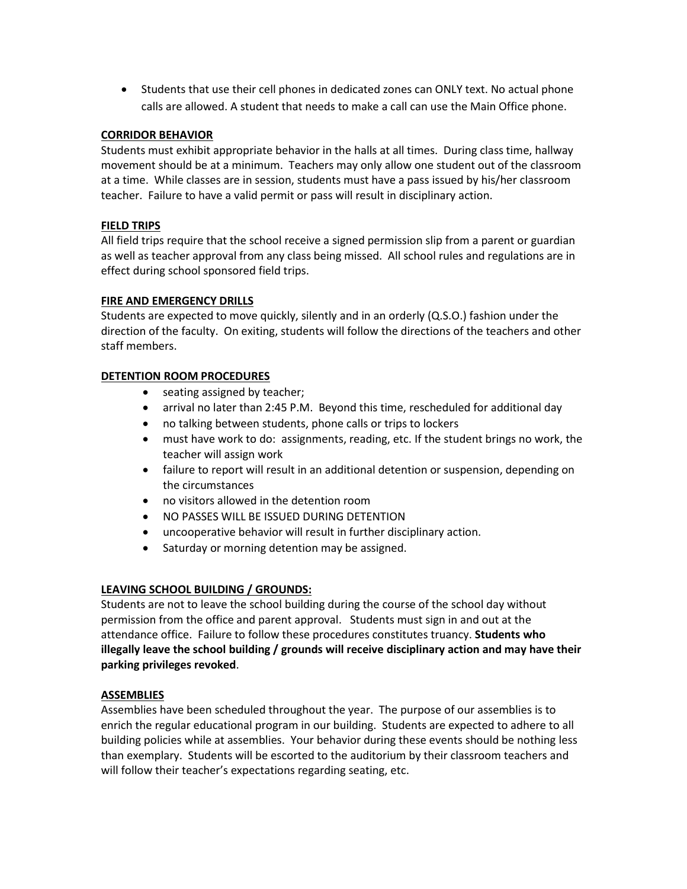- Students that use their cell phones in dedicated zones can ONLY text. No actual phone calls are allowed. A student that needs to make a call can use the Main Office phone.

**CORRIDOR BEHAVIOR**

Students must exhibit appropriate behavior in the halls at all times. During class time, hallway movement should be at a minimum. Teachers may only allow one student out of the classroom at a time. While classes are in session, students must have a pass issued by his/her classroom teacher. Failure to have a valid permit or pass will result in disciplinary action.

**FIELD TRIPS**

All field trips require that the school receive a signed permission slip from a parent or guardian as well as teacher approval from any class being missed. All school rules and regulations are in effect during school sponsored field trips.

**FIRE AND EMERGENCY DRILLS**

Students are expected to move quickly, silently and in an orderly (Q.S.O.) fashion under the direction of the faculty. On exiting, students will follow the directions of the teachers and other staff members.

**DETENTION ROOM PROCEDURES**

- seating assigned by teacher;
- arrival no later than 2:45 P.M. Beyond this time, rescheduled for additional day
- no talking between students, phone calls or trips to lockers
- must have work to do: assignments, reading, etc. If the student brings no work, the teacher will assign work
- failure to report will result in an additional detention or suspension, depending on the circumstances
- no visitors allowed in the detention room
- NO PASSES WILL BE ISSUED DURING DETENTION
- uncooperative behavior will result in further disciplinary action.
- Saturday or morning detention may be assigned.

**LEAVING SCHOOL BUILDING / GROUNDS:**

Students are not to leave the school building during the course of the school day without permission from the office and parent approval. Students must sign in and out at the attendance office. Failure to follow these procedures constitutes truancy. **Students who illegally leave the school building / grounds will receive disciplinary action and may have their parking privileges revoked**.

**ASSEMBLIES**

Assemblies have been scheduled throughout the year. The purpose of our assemblies is to enrich the regular educational program in our building. Students are expected to adhere to all building policies while at assemblies. Your behavior during these events should be nothing less than exemplary. Students will be escorted to the auditorium by their classroom teachers and will follow their teacher's expectations regarding seating, etc.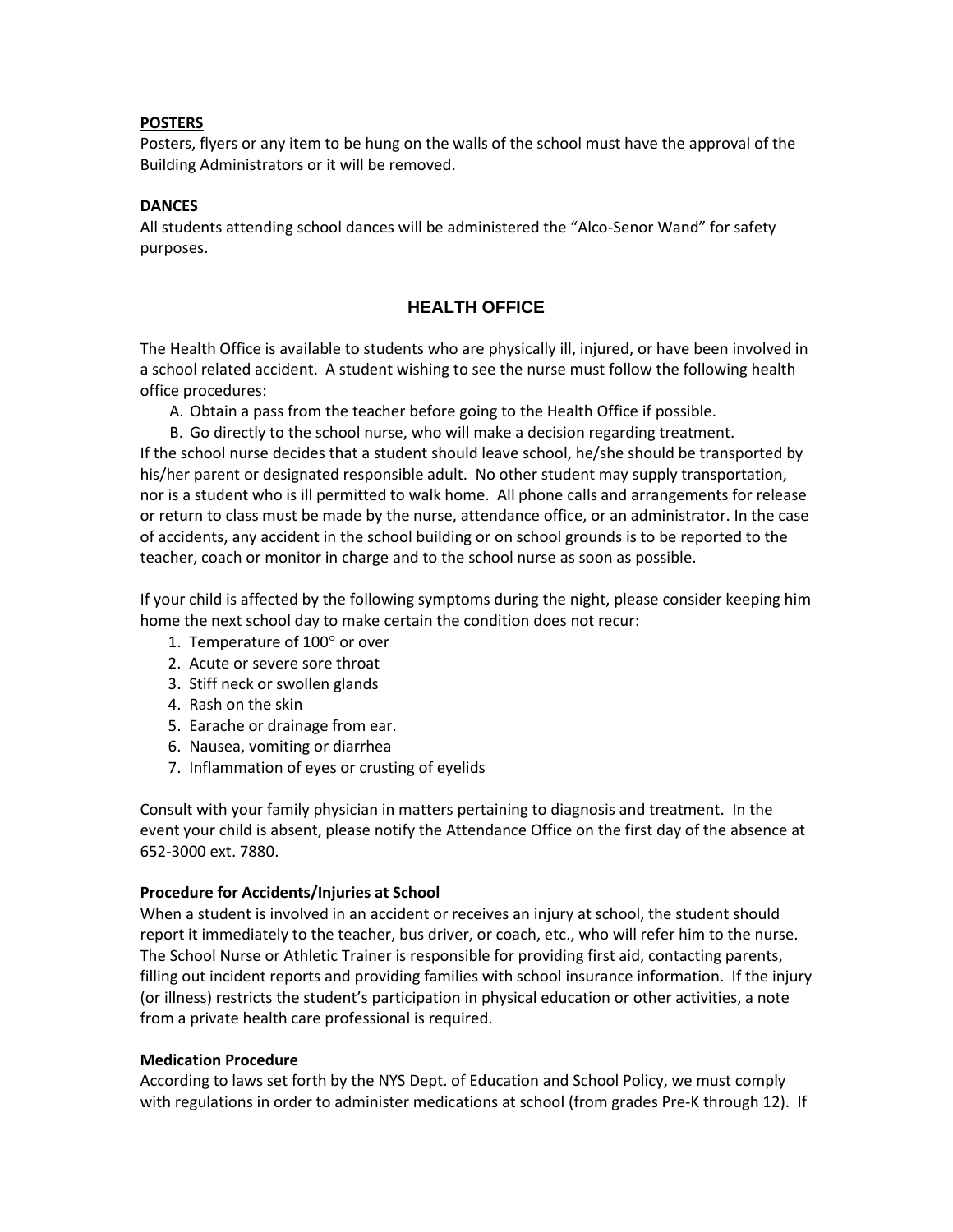**POSTERS**

Posters, flyers or any item to be hung on the walls of the school must have the approval of the Building Administrators or it will be removed.

**DANCES**

All students attending school dances will be administered the "Alco-Senor Wand" for safety purposes.

## HEALTH OFFICE

The Health Office is available to students who are physically ill, injured, or have been involved in a school related accident. A student wishing to see the nurse must follow the following health office procedures:

A. Obtain a pass from the teacher before going to the Health Office if possible.
B. Go directly to the school nurse, who will make a decision regarding treatment.

If the school nurse decides that a student should leave school, he/she should be transported by his/her parent or designated responsible adult. No other student may supply transportation, nor is a student who is ill permitted to walk home. All phone calls and arrangements for release or return to class must be made by the nurse, attendance office, or an administrator. In the case of accidents, any accident in the school building or on school grounds is to be reported to the teacher, coach or monitor in charge and to the school nurse as soon as possible.

If your child is affected by the following symptoms during the night, please consider keeping him home the next school day to make certain the condition does not recur:

1. Temperature of 100° or over
2. Acute or severe sore throat
3. Stiff neck or swollen glands
4. Rash on the skin
5. Earache or drainage from ear.
6. Nausea, vomiting or diarrhea
7. Inflammation of eyes or crusting of eyelids

Consult with your family physician in matters pertaining to diagnosis and treatment. In the event your child is absent, please notify the Attendance Office on the first day of the absence at 652-3000 ext. 7880.

**Procedure for Accidents/Injuries at School**

When a student is involved in an accident or receives an injury at school, the student should report it immediately to the teacher, bus driver, or coach, etc., who will refer him to the nurse. The School Nurse or Athletic Trainer is responsible for providing first aid, contacting parents, filling out incident reports and providing families with school insurance information. If the injury (or illness) restricts the student's participation in physical education or other activities, a note from a private health care professional is required.

**Medication Procedure**

According to laws set forth by the NYS Dept. of Education and School Policy, we must comply with regulations in order to administer medications at school (from grades Pre-K through 12). If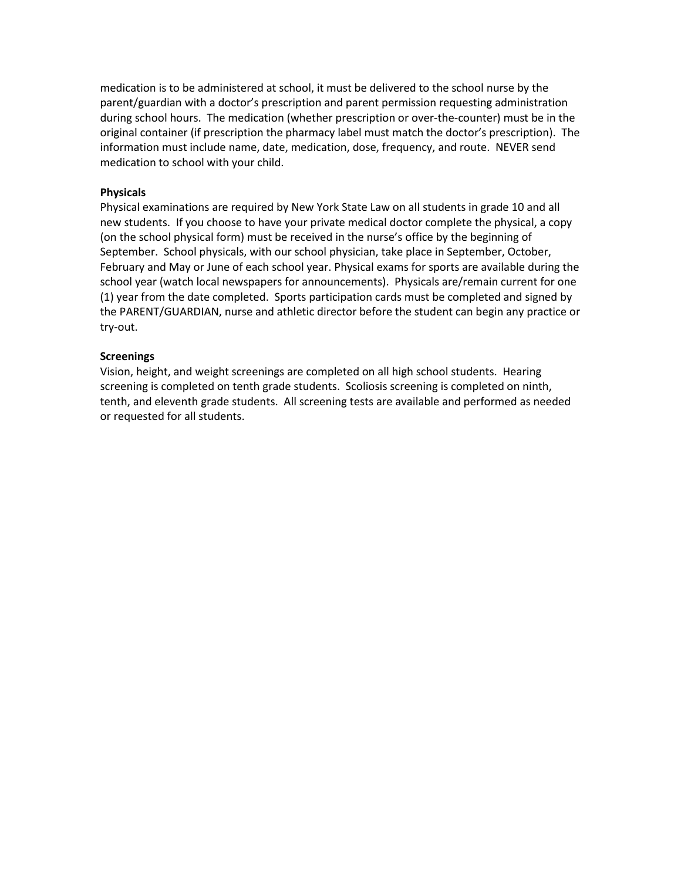medication is to be administered at school, it must be delivered to the school nurse by the parent/guardian with a doctor's prescription and parent permission requesting administration during school hours. The medication (whether prescription or over-the-counter) must be in the original container (if prescription the pharmacy label must match the doctor's prescription). The information must include name, date, medication, dose, frequency, and route. NEVER send medication to school with your child.

**Physicals**

Physical examinations are required by New York State Law on all students in grade 10 and all new students. If you choose to have your private medical doctor complete the physical, a copy (on the school physical form) must be received in the nurse's office by the beginning of September. School physicals, with our school physician, take place in September, October, February and May or June of each school year. Physical exams for sports are available during the school year (watch local newspapers for announcements). Physicals are/remain current for one (1) year from the date completed. Sports participation cards must be completed and signed by the PARENT/GUARDIAN, nurse and athletic director before the student can begin any practice or try-out.

**Screenings**

Vision, height, and weight screenings are completed on all high school students. Hearing screening is completed on tenth grade students. Scoliosis screening is completed on ninth, tenth, and eleventh grade students. All screening tests are available and performed as needed or requested for all students.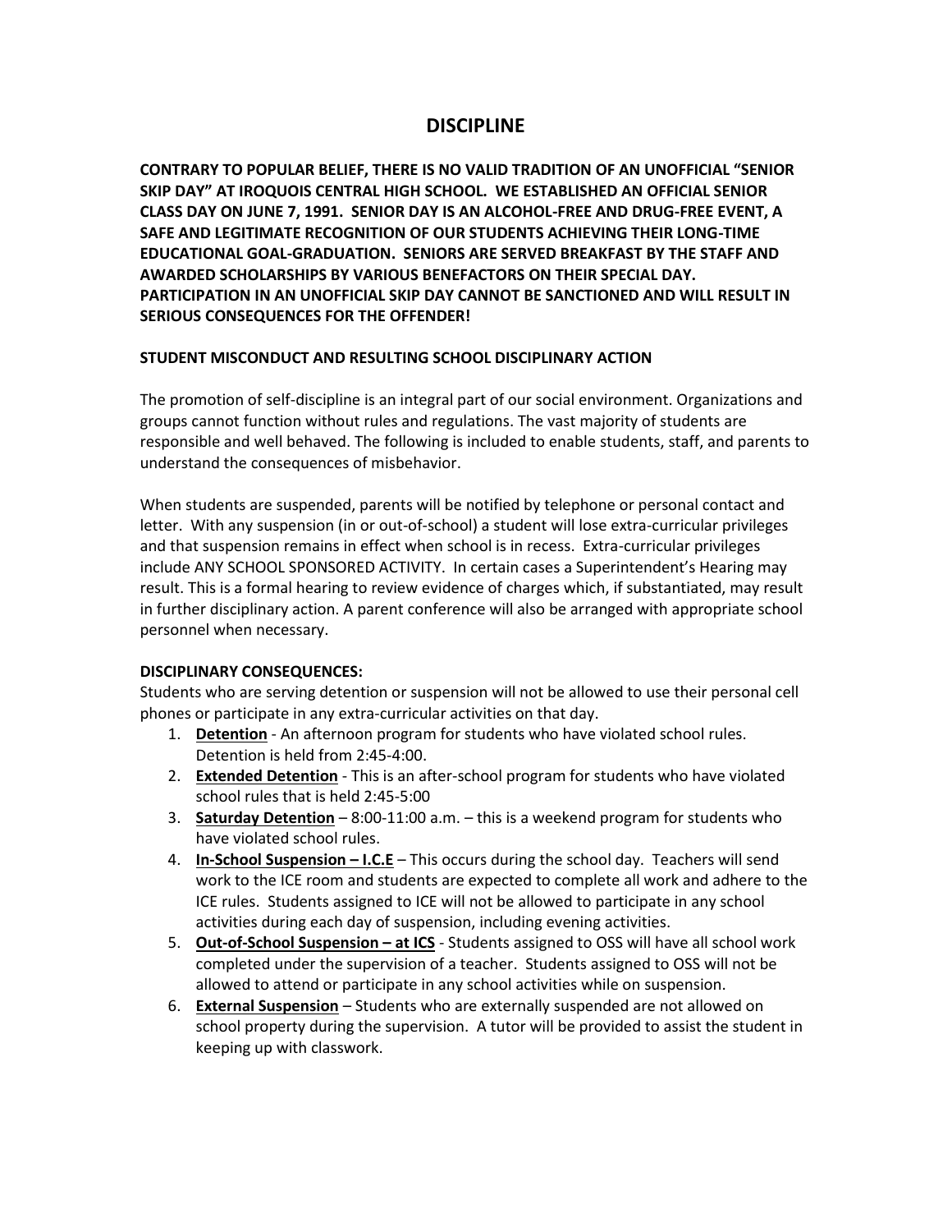# DISCIPLINE

**CONTRARY TO POPULAR BELIEF, THERE IS NO VALID TRADITION OF AN UNOFFICIAL "SENIOR SKIP DAY" AT IROQUOIS CENTRAL HIGH SCHOOL. WE ESTABLISHED AN OFFICIAL SENIOR CLASS DAY ON JUNE 7, 1991. SENIOR DAY IS AN ALCOHOL-FREE AND DRUG-FREE EVENT, A SAFE AND LEGITIMATE RECOGNITION OF OUR STUDENTS ACHIEVING THEIR LONG-TIME EDUCATIONAL GOAL-GRADUATION. SENIORS ARE SERVED BREAKFAST BY THE STAFF AND AWARDED SCHOLARSHIPS BY VARIOUS BENEFACTORS ON THEIR SPECIAL DAY. PARTICIPATION IN AN UNOFFICIAL SKIP DAY CANNOT BE SANCTIONED AND WILL RESULT IN SERIOUS CONSEQUENCES FOR THE OFFENDER!**

**STUDENT MISCONDUCT AND RESULTING SCHOOL DISCIPLINARY ACTION**

The promotion of self-discipline is an integral part of our social environment. Organizations and groups cannot function without rules and regulations. The vast majority of students are responsible and well behaved. The following is included to enable students, staff, and parents to understand the consequences of misbehavior.

When students are suspended, parents will be notified by telephone or personal contact and letter. With any suspension (in or out-of-school) a student will lose extra-curricular privileges and that suspension remains in effect when school is in recess. Extra-curricular privileges include ANY SCHOOL SPONSORED ACTIVITY. In certain cases a Superintendent's Hearing may result. This is a formal hearing to review evidence of charges which, if substantiated, may result in further disciplinary action. A parent conference will also be arranged with appropriate school personnel when necessary.

**DISCIPLINARY CONSEQUENCES:**

Students who are serving detention or suspension will not be allowed to use their personal cell phones or participate in any extra-curricular activities on that day.

1. **Detention** - An afternoon program for students who have violated school rules. Detention is held from 2:45-4:00.
2. **Extended Detention** - This is an after-school program for students who have violated school rules that is held 2:45-5:00
3. **Saturday Detention** – 8:00-11:00 a.m. – this is a weekend program for students who have violated school rules.
4. **In-School Suspension – I.C.E** – This occurs during the school day. Teachers will send work to the ICE room and students are expected to complete all work and adhere to the ICE rules. Students assigned to ICE will not be allowed to participate in any school activities during each day of suspension, including evening activities.
5. **Out-of-School Suspension – at ICS** - Students assigned to OSS will have all school work completed under the supervision of a teacher. Students assigned to OSS will not be allowed to attend or participate in any school activities while on suspension.
6. **External Suspension** – Students who are externally suspended are not allowed on school property during the supervision. A tutor will be provided to assist the student in keeping up with classwork.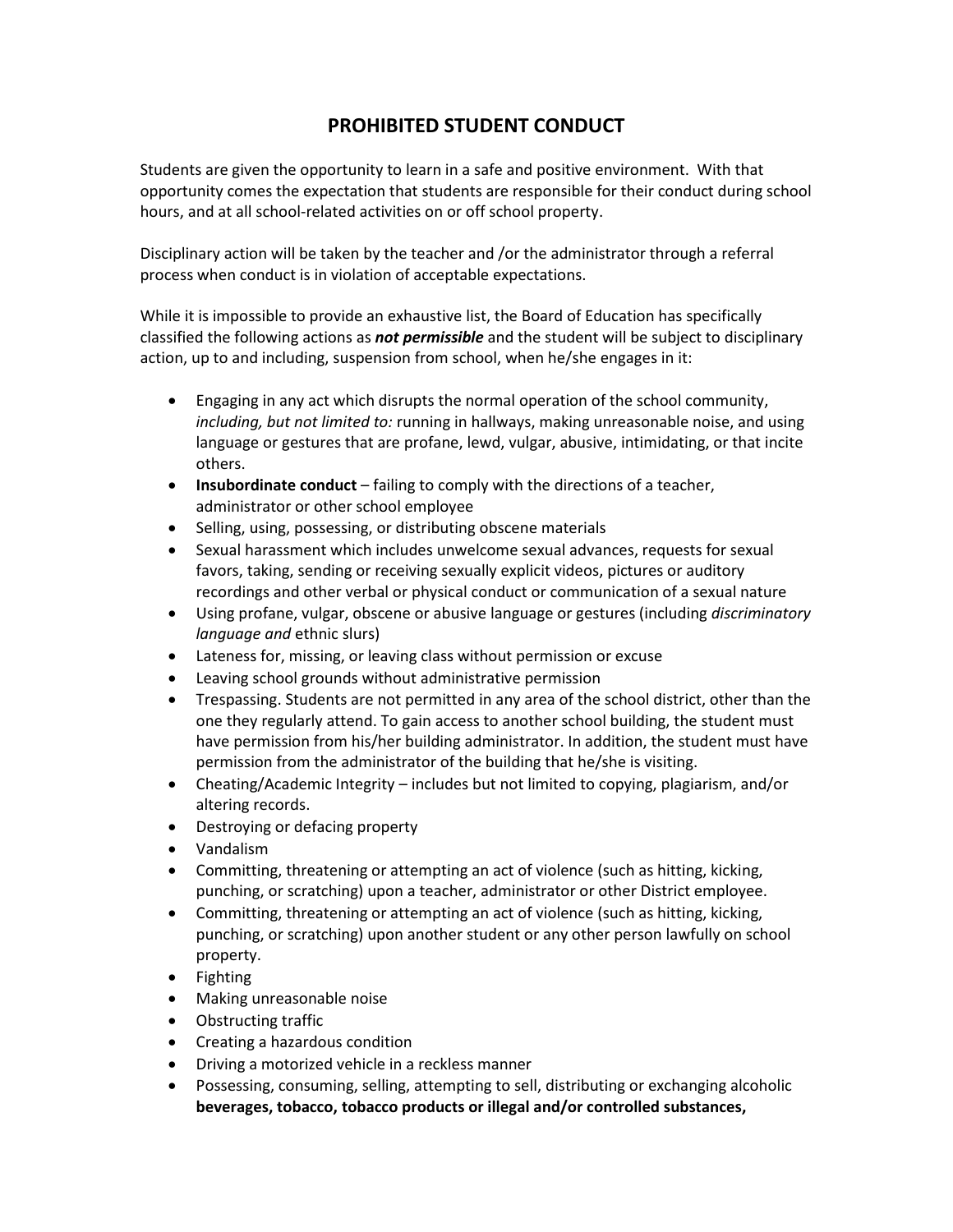# PROHIBITED STUDENT CONDUCT

Students are given the opportunity to learn in a safe and positive environment. With that opportunity comes the expectation that students are responsible for their conduct during school hours, and at all school-related activities on or off school property.

Disciplinary action will be taken by the teacher and /or the administrator through a referral process when conduct is in violation of acceptable expectations.

While it is impossible to provide an exhaustive list, the Board of Education has specifically classified the following actions as ***not permissible*** and the student will be subject to disciplinary action, up to and including, suspension from school, when he/she engages in it:

- Engaging in any act which disrupts the normal operation of the school community, *including, but not limited to:* running in hallways, making unreasonable noise, and using language or gestures that are profane, lewd, vulgar, abusive, intimidating, or that incite others.
- **Insubordinate conduct** – failing to comply with the directions of a teacher, administrator or other school employee
- Selling, using, possessing, or distributing obscene materials
- Sexual harassment which includes unwelcome sexual advances, requests for sexual favors, taking, sending or receiving sexually explicit videos, pictures or auditory recordings and other verbal or physical conduct or communication of a sexual nature
- Using profane, vulgar, obscene or abusive language or gestures (including *discriminatory language and* ethnic slurs)
- Lateness for, missing, or leaving class without permission or excuse
- Leaving school grounds without administrative permission
- Trespassing. Students are not permitted in any area of the school district, other than the one they regularly attend. To gain access to another school building, the student must have permission from his/her building administrator. In addition, the student must have permission from the administrator of the building that he/she is visiting.
- Cheating/Academic Integrity – includes but not limited to copying, plagiarism, and/or altering records.
- Destroying or defacing property
- Vandalism
- Committing, threatening or attempting an act of violence (such as hitting, kicking, punching, or scratching) upon a teacher, administrator or other District employee.
- Committing, threatening or attempting an act of violence (such as hitting, kicking, punching, or scratching) upon another student or any other person lawfully on school property.
- Fighting
- Making unreasonable noise
- Obstructing traffic
- Creating a hazardous condition
- Driving a motorized vehicle in a reckless manner
- Possessing, consuming, selling, attempting to sell, distributing or exchanging alcoholic **beverages, tobacco, tobacco products or illegal and/or controlled substances,**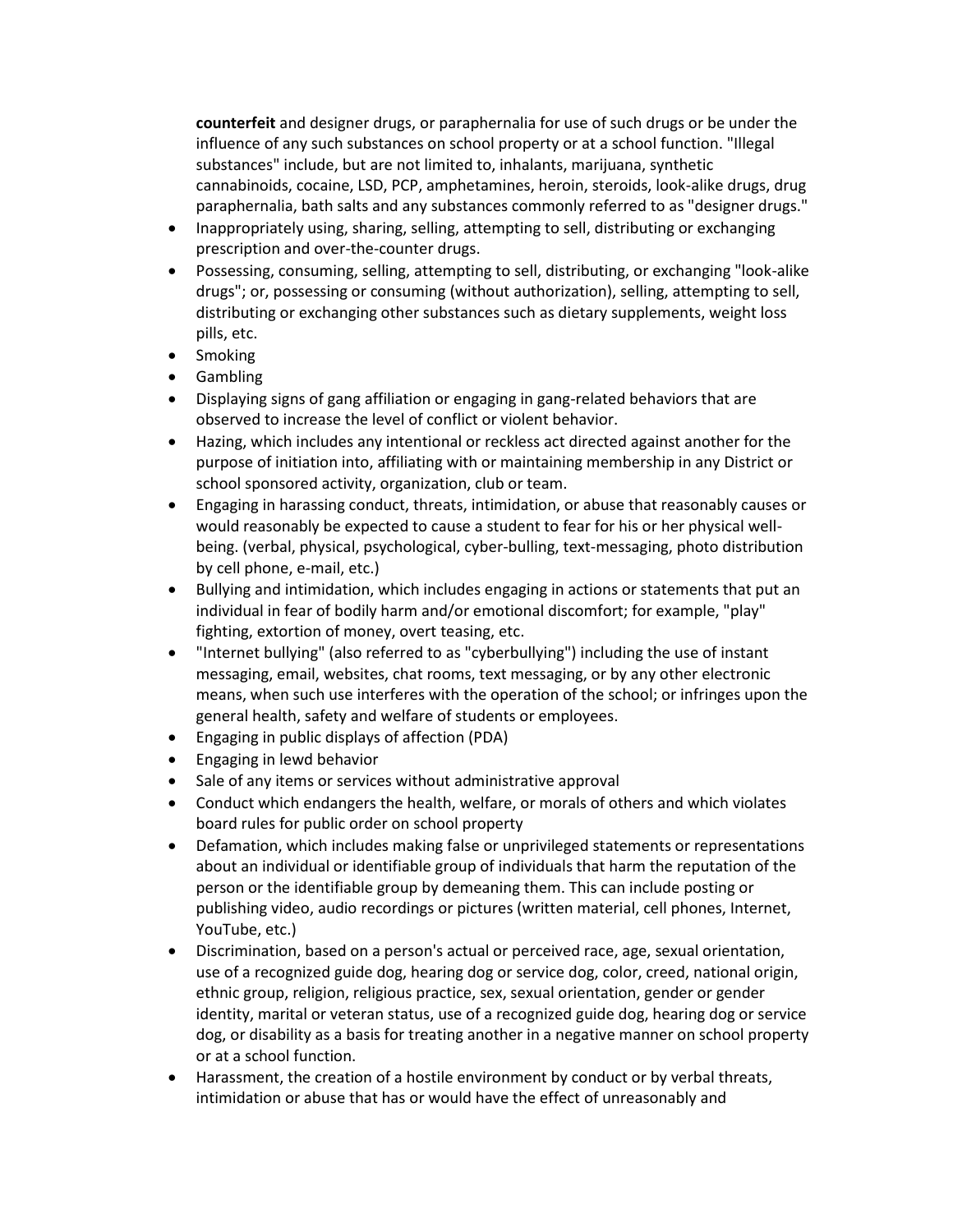**counterfeit** and designer drugs, or paraphernalia for use of such drugs or be under the influence of any such substances on school property or at a school function. "Illegal substances" include, but are not limited to, inhalants, marijuana, synthetic cannabinoids, cocaine, LSD, PCP, amphetamines, heroin, steroids, look-alike drugs, drug paraphernalia, bath salts and any substances commonly referred to as "designer drugs."

- Inappropriately using, sharing, selling, attempting to sell, distributing or exchanging prescription and over-the-counter drugs.
- Possessing, consuming, selling, attempting to sell, distributing, or exchanging "look-alike drugs"; or, possessing or consuming (without authorization), selling, attempting to sell, distributing or exchanging other substances such as dietary supplements, weight loss pills, etc.
- Smoking
- Gambling
- Displaying signs of gang affiliation or engaging in gang-related behaviors that are observed to increase the level of conflict or violent behavior.
- Hazing, which includes any intentional or reckless act directed against another for the purpose of initiation into, affiliating with or maintaining membership in any District or school sponsored activity, organization, club or team.
- Engaging in harassing conduct, threats, intimidation, or abuse that reasonably causes or would reasonably be expected to cause a student to fear for his or her physical well-being. (verbal, physical, psychological, cyber-bulling, text-messaging, photo distribution by cell phone, e-mail, etc.)
- Bullying and intimidation, which includes engaging in actions or statements that put an individual in fear of bodily harm and/or emotional discomfort; for example, "play" fighting, extortion of money, overt teasing, etc.
- "Internet bullying" (also referred to as "cyberbullying") including the use of instant messaging, email, websites, chat rooms, text messaging, or by any other electronic means, when such use interferes with the operation of the school; or infringes upon the general health, safety and welfare of students or employees.
- Engaging in public displays of affection (PDA)
- Engaging in lewd behavior
- Sale of any items or services without administrative approval
- Conduct which endangers the health, welfare, or morals of others and which violates board rules for public order on school property
- Defamation, which includes making false or unprivileged statements or representations about an individual or identifiable group of individuals that harm the reputation of the person or the identifiable group by demeaning them. This can include posting or publishing video, audio recordings or pictures (written material, cell phones, Internet, YouTube, etc.)
- Discrimination, based on a person's actual or perceived race, age, sexual orientation, use of a recognized guide dog, hearing dog or service dog, color, creed, national origin, ethnic group, religion, religious practice, sex, sexual orientation, gender or gender identity, marital or veteran status, use of a recognized guide dog, hearing dog or service dog, or disability as a basis for treating another in a negative manner on school property or at a school function.
- Harassment, the creation of a hostile environment by conduct or by verbal threats, intimidation or abuse that has or would have the effect of unreasonably and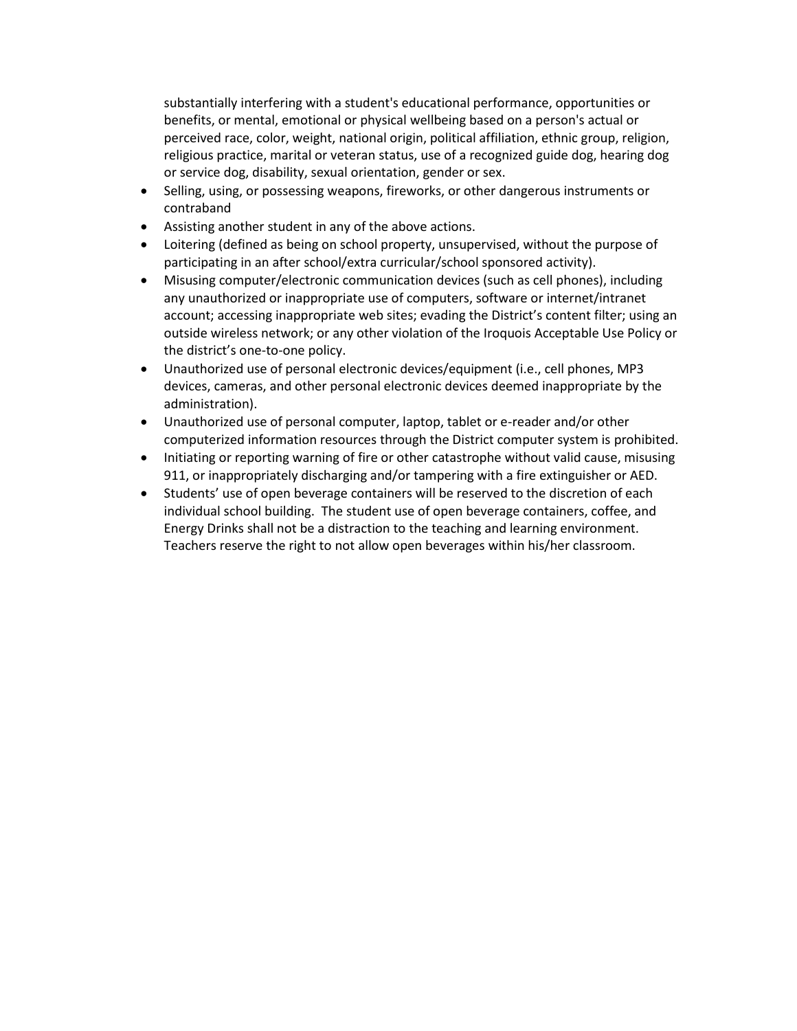substantially interfering with a student's educational performance, opportunities or benefits, or mental, emotional or physical wellbeing based on a person's actual or perceived race, color, weight, national origin, political affiliation, ethnic group, religion, religious practice, marital or veteran status, use of a recognized guide dog, hearing dog or service dog, disability, sexual orientation, gender or sex.

- Selling, using, or possessing weapons, fireworks, or other dangerous instruments or contraband
- Assisting another student in any of the above actions.
- Loitering (defined as being on school property, unsupervised, without the purpose of participating in an after school/extra curricular/school sponsored activity).
- Misusing computer/electronic communication devices (such as cell phones), including any unauthorized or inappropriate use of computers, software or internet/intranet account; accessing inappropriate web sites; evading the District's content filter; using an outside wireless network; or any other violation of the Iroquois Acceptable Use Policy or the district's one-to-one policy.
- Unauthorized use of personal electronic devices/equipment (i.e., cell phones, MP3 devices, cameras, and other personal electronic devices deemed inappropriate by the administration).
- Unauthorized use of personal computer, laptop, tablet or e-reader and/or other computerized information resources through the District computer system is prohibited.
- Initiating or reporting warning of fire or other catastrophe without valid cause, misusing 911, or inappropriately discharging and/or tampering with a fire extinguisher or AED.
- Students' use of open beverage containers will be reserved to the discretion of each individual school building. The student use of open beverage containers, coffee, and Energy Drinks shall not be a distraction to the teaching and learning environment. Teachers reserve the right to not allow open beverages within his/her classroom.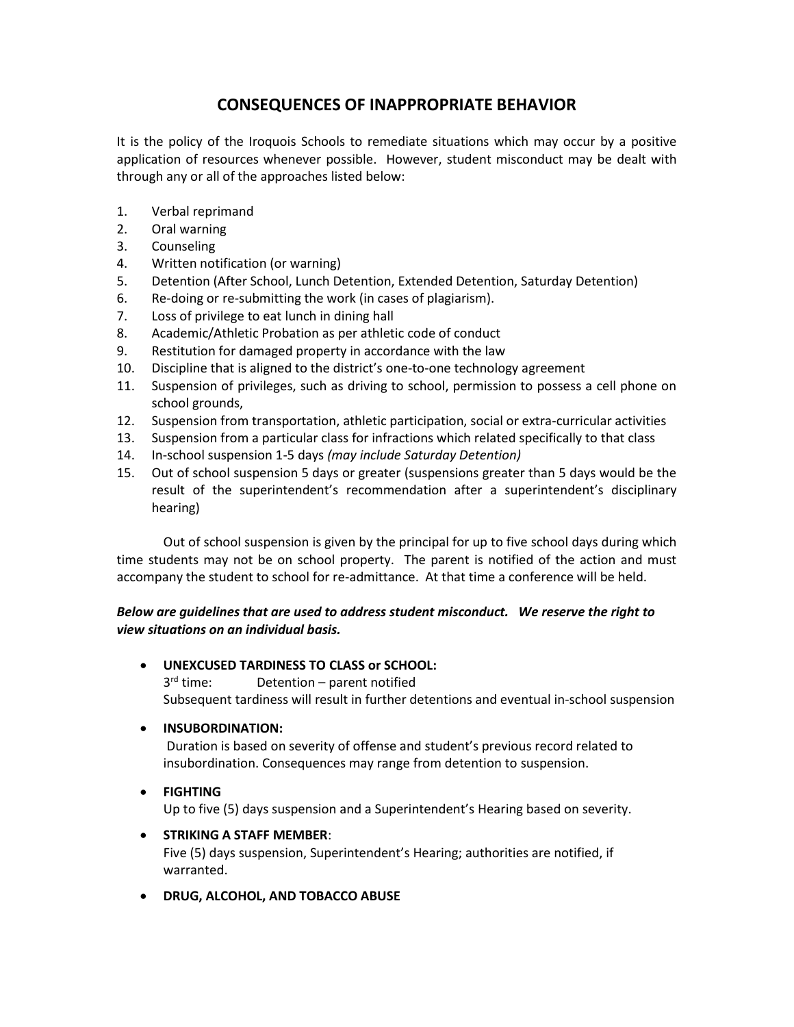# CONSEQUENCES OF INAPPROPRIATE BEHAVIOR

It is the policy of the Iroquois Schools to remediate situations which may occur by a positive application of resources whenever possible. However, student misconduct may be dealt with through any or all of the approaches listed below:

1. Verbal reprimand
2. Oral warning
3. Counseling
4. Written notification (or warning)
5. Detention (After School, Lunch Detention, Extended Detention, Saturday Detention)
6. Re-doing or re-submitting the work (in cases of plagiarism).
7. Loss of privilege to eat lunch in dining hall
8. Academic/Athletic Probation as per athletic code of conduct
9. Restitution for damaged property in accordance with the law
10. Discipline that is aligned to the district's one-to-one technology agreement
11. Suspension of privileges, such as driving to school, permission to possess a cell phone on school grounds,
12. Suspension from transportation, athletic participation, social or extra-curricular activities
13. Suspension from a particular class for infractions which related specifically to that class
14. In-school suspension 1-5 days *(may include Saturday Detention)*
15. Out of school suspension 5 days or greater (suspensions greater than 5 days would be the result of the superintendent's recommendation after a superintendent's disciplinary hearing)

Out of school suspension is given by the principal for up to five school days during which time students may not be on school property. The parent is notified of the action and must accompany the student to school for re-admittance. At that time a conference will be held.

***Below are guidelines that are used to address student misconduct. We reserve the right to view situations on an individual basis.***

- **UNEXCUSED TARDINESS TO CLASS or SCHOOL:**
  3rd time: Detention – parent notified
  Subsequent tardiness will result in further detentions and eventual in-school suspension

- **INSUBORDINATION:**
  Duration is based on severity of offense and student's previous record related to insubordination. Consequences may range from detention to suspension.

- **FIGHTING**
  Up to five (5) days suspension and a Superintendent's Hearing based on severity.

- **STRIKING A STAFF MEMBER**:
  Five (5) days suspension, Superintendent's Hearing; authorities are notified, if warranted.

- **DRUG, ALCOHOL, AND TOBACCO ABUSE**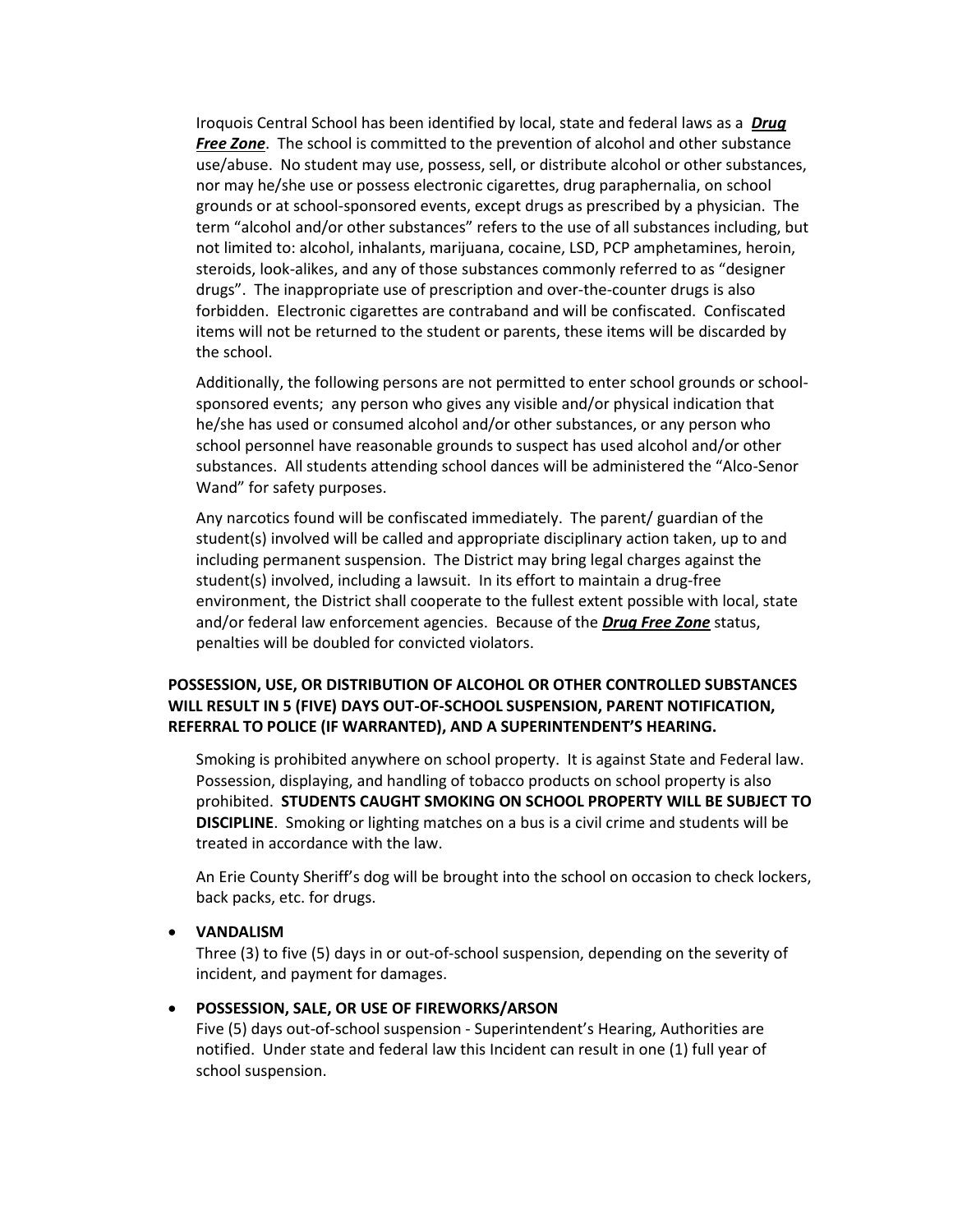Iroquois Central School has been identified by local, state and federal laws as a ***Drug Free Zone***. The school is committed to the prevention of alcohol and other substance use/abuse. No student may use, possess, sell, or distribute alcohol or other substances, nor may he/she use or possess electronic cigarettes, drug paraphernalia, on school grounds or at school-sponsored events, except drugs as prescribed by a physician. The term "alcohol and/or other substances" refers to the use of all substances including, but not limited to: alcohol, inhalants, marijuana, cocaine, LSD, PCP amphetamines, heroin, steroids, look-alikes, and any of those substances commonly referred to as "designer drugs". The inappropriate use of prescription and over-the-counter drugs is also forbidden. Electronic cigarettes are contraband and will be confiscated. Confiscated items will not be returned to the student or parents, these items will be discarded by the school.

Additionally, the following persons are not permitted to enter school grounds or school-sponsored events; any person who gives any visible and/or physical indication that he/she has used or consumed alcohol and/or other substances, or any person who school personnel have reasonable grounds to suspect has used alcohol and/or other substances. All students attending school dances will be administered the "Alco-Senor Wand" for safety purposes.

Any narcotics found will be confiscated immediately. The parent/ guardian of the student(s) involved will be called and appropriate disciplinary action taken, up to and including permanent suspension. The District may bring legal charges against the student(s) involved, including a lawsuit. In its effort to maintain a drug-free environment, the District shall cooperate to the fullest extent possible with local, state and/or federal law enforcement agencies. Because of the ***Drug Free Zone*** status, penalties will be doubled for convicted violators.

**POSSESSION, USE, OR DISTRIBUTION OF ALCOHOL OR OTHER CONTROLLED SUBSTANCES WILL RESULT IN 5 (FIVE) DAYS OUT-OF-SCHOOL SUSPENSION, PARENT NOTIFICATION, REFERRAL TO POLICE (IF WARRANTED), AND A SUPERINTENDENT'S HEARING.**

Smoking is prohibited anywhere on school property. It is against State and Federal law. Possession, displaying, and handling of tobacco products on school property is also prohibited. **STUDENTS CAUGHT SMOKING ON SCHOOL PROPERTY WILL BE SUBJECT TO DISCIPLINE**. Smoking or lighting matches on a bus is a civil crime and students will be treated in accordance with the law.

An Erie County Sheriff's dog will be brought into the school on occasion to check lockers, back packs, etc. for drugs.

- **VANDALISM**
  Three (3) to five (5) days in or out-of-school suspension, depending on the severity of incident, and payment for damages.

- **POSSESSION, SALE, OR USE OF FIREWORKS/ARSON**
  Five (5) days out-of-school suspension - Superintendent's Hearing, Authorities are notified. Under state and federal law this Incident can result in one (1) full year of school suspension.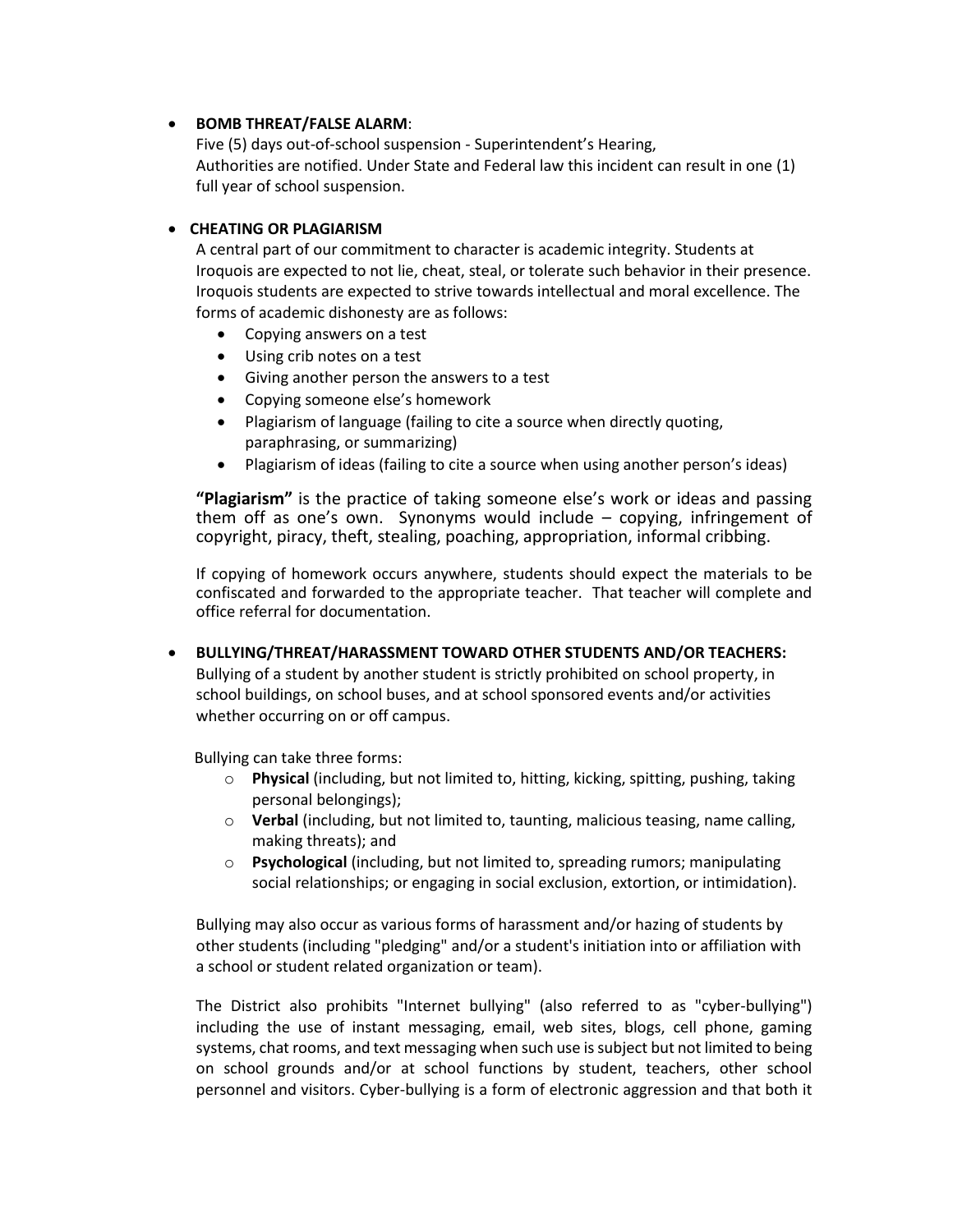- **BOMB THREAT/FALSE ALARM**:
  Five (5) days out-of-school suspension - Superintendent's Hearing,
  Authorities are notified. Under State and Federal law this incident can result in one (1) full year of school suspension.

- **CHEATING OR PLAGIARISM**
  A central part of our commitment to character is academic integrity. Students at Iroquois are expected to not lie, cheat, steal, or tolerate such behavior in their presence. Iroquois students are expected to strive towards intellectual and moral excellence. The forms of academic dishonesty are as follows:
  - Copying answers on a test
  - Using crib notes on a test
  - Giving another person the answers to a test
  - Copying someone else's homework
  - Plagiarism of language (failing to cite a source when directly quoting, paraphrasing, or summarizing)
  - Plagiarism of ideas (failing to cite a source when using another person's ideas)

  **"Plagiarism"** is the practice of taking someone else's work or ideas and passing them off as one's own. Synonyms would include – copying, infringement of copyright, piracy, theft, stealing, poaching, appropriation, informal cribbing.

  If copying of homework occurs anywhere, students should expect the materials to be confiscated and forwarded to the appropriate teacher. That teacher will complete and office referral for documentation.

- **BULLYING/THREAT/HARASSMENT TOWARD OTHER STUDENTS AND/OR TEACHERS:**
  Bullying of a student by another student is strictly prohibited on school property, in school buildings, on school buses, and at school sponsored events and/or activities whether occurring on or off campus.

  Bullying can take three forms:
  - **Physical** (including, but not limited to, hitting, kicking, spitting, pushing, taking personal belongings);
  - **Verbal** (including, but not limited to, taunting, malicious teasing, name calling, making threats); and
  - **Psychological** (including, but not limited to, spreading rumors; manipulating social relationships; or engaging in social exclusion, extortion, or intimidation).

  Bullying may also occur as various forms of harassment and/or hazing of students by other students (including "pledging" and/or a student's initiation into or affiliation with a school or student related organization or team).

  The District also prohibits "Internet bullying" (also referred to as "cyber-bullying") including the use of instant messaging, email, web sites, blogs, cell phone, gaming systems, chat rooms, and text messaging when such use is subject but not limited to being on school grounds and/or at school functions by student, teachers, other school personnel and visitors. Cyber-bullying is a form of electronic aggression and that both it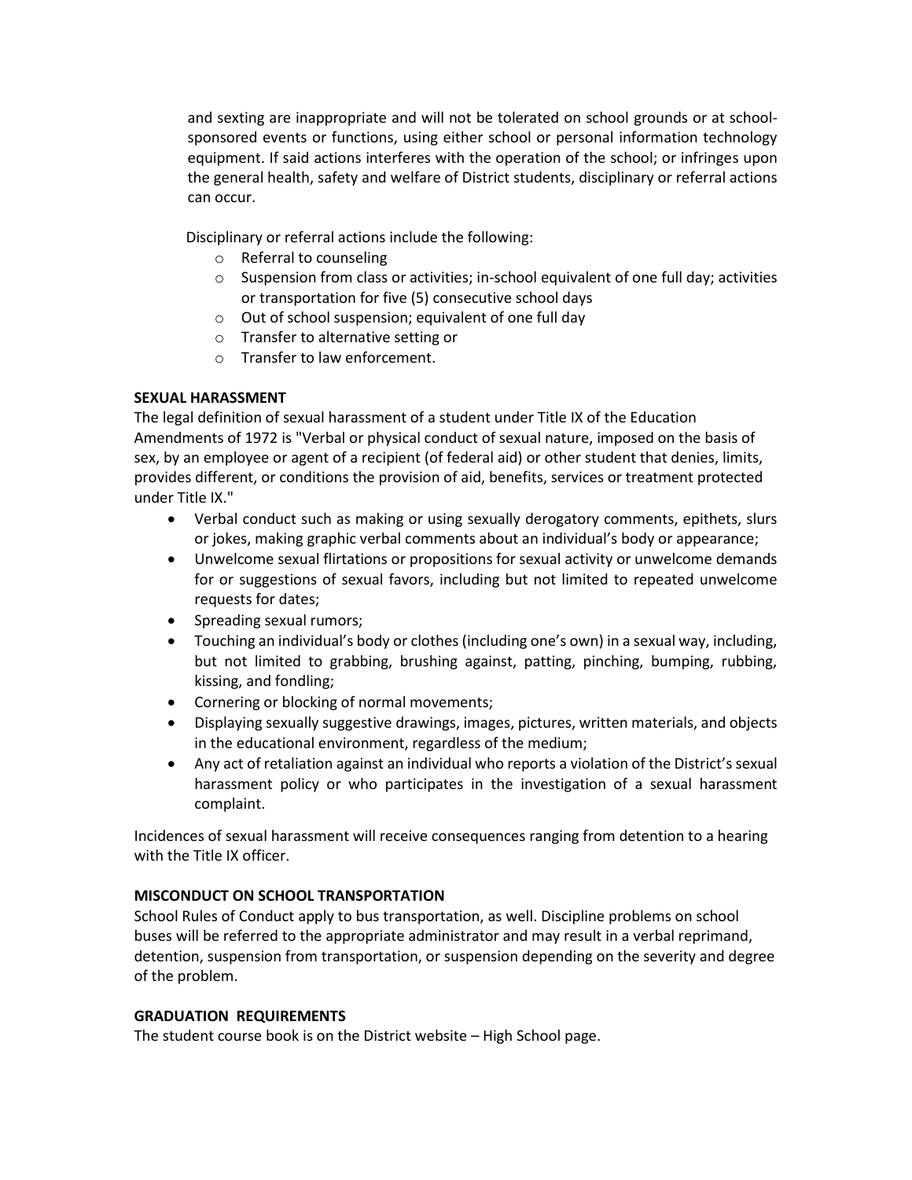and sexting are inappropriate and will not be tolerated on school grounds or at school-sponsored events or functions, using either school or personal information technology equipment. If said actions interferes with the operation of the school; or infringes upon the general health, safety and welfare of District students, disciplinary or referral actions can occur.

Disciplinary or referral actions include the following:

- Referral to counseling
- Suspension from class or activities; in-school equivalent of one full day; activities or transportation for five (5) consecutive school days
- Out of school suspension; equivalent of one full day
- Transfer to alternative setting or
- Transfer to law enforcement.

**SEXUAL HARASSMENT**

The legal definition of sexual harassment of a student under Title IX of the Education Amendments of 1972 is "Verbal or physical conduct of sexual nature, imposed on the basis of sex, by an employee or agent of a recipient (of federal aid) or other student that denies, limits, provides different, or conditions the provision of aid, benefits, services or treatment protected under Title IX."

- Verbal conduct such as making or using sexually derogatory comments, epithets, slurs or jokes, making graphic verbal comments about an individual's body or appearance;
- Unwelcome sexual flirtations or propositions for sexual activity or unwelcome demands for or suggestions of sexual favors, including but not limited to repeated unwelcome requests for dates;
- Spreading sexual rumors;
- Touching an individual's body or clothes (including one's own) in a sexual way, including, but not limited to grabbing, brushing against, patting, pinching, bumping, rubbing, kissing, and fondling;
- Cornering or blocking of normal movements;
- Displaying sexually suggestive drawings, images, pictures, written materials, and objects in the educational environment, regardless of the medium;
- Any act of retaliation against an individual who reports a violation of the District's sexual harassment policy or who participates in the investigation of a sexual harassment complaint.

Incidences of sexual harassment will receive consequences ranging from detention to a hearing with the Title IX officer.

**MISCONDUCT ON SCHOOL TRANSPORTATION**

School Rules of Conduct apply to bus transportation, as well. Discipline problems on school buses will be referred to the appropriate administrator and may result in a verbal reprimand, detention, suspension from transportation, or suspension depending on the severity and degree of the problem.

**GRADUATION REQUIREMENTS**

The student course book is on the District website – High School page.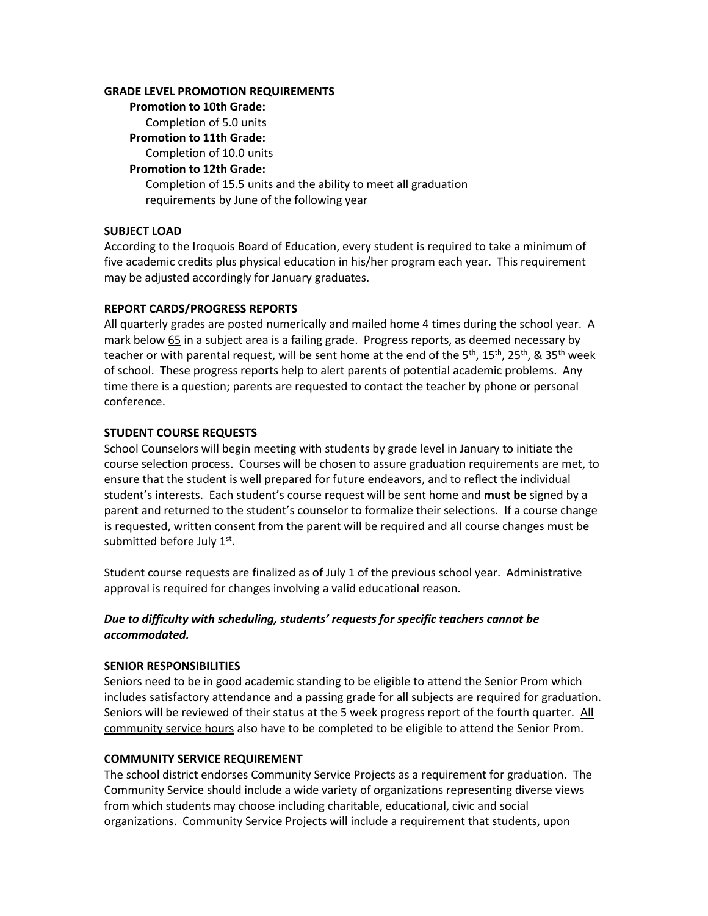## GRADE LEVEL PROMOTION REQUIREMENTS

**Promotion to 10th Grade:**

Completion of 5.0 units

**Promotion to 11th Grade:**

Completion of 10.0 units

**Promotion to 12th Grade:**

Completion of 15.5 units and the ability to meet all graduation requirements by June of the following year

## SUBJECT LOAD

According to the Iroquois Board of Education, every student is required to take a minimum of five academic credits plus physical education in his/her program each year. This requirement may be adjusted accordingly for January graduates.

## REPORT CARDS/PROGRESS REPORTS

All quarterly grades are posted numerically and mailed home 4 times during the school year. A mark below <u>65</u> in a subject area is a failing grade. Progress reports, as deemed necessary by teacher or with parental request, will be sent home at the end of the 5th, 15th, 25th, & 35th week of school. These progress reports help to alert parents of potential academic problems. Any time there is a question; parents are requested to contact the teacher by phone or personal conference.

## STUDENT COURSE REQUESTS

School Counselors will begin meeting with students by grade level in January to initiate the course selection process. Courses will be chosen to assure graduation requirements are met, to ensure that the student is well prepared for future endeavors, and to reflect the individual student's interests. Each student's course request will be sent home and **must be** signed by a parent and returned to the student's counselor to formalize their selections. If a course change is requested, written consent from the parent will be required and all course changes must be submitted before July 1st.

Student course requests are finalized as of July 1 of the previous school year. Administrative approval is required for changes involving a valid educational reason.

***Due to difficulty with scheduling, students' requests for specific teachers cannot be accommodated.***

## SENIOR RESPONSIBILITIES

Seniors need to be in good academic standing to be eligible to attend the Senior Prom which includes satisfactory attendance and a passing grade for all subjects are required for graduation. Seniors will be reviewed of their status at the 5 week progress report of the fourth quarter. <u>All community service hours</u> also have to be completed to be eligible to attend the Senior Prom.

## COMMUNITY SERVICE REQUIREMENT

The school district endorses Community Service Projects as a requirement for graduation. The Community Service should include a wide variety of organizations representing diverse views from which students may choose including charitable, educational, civic and social organizations. Community Service Projects will include a requirement that students, upon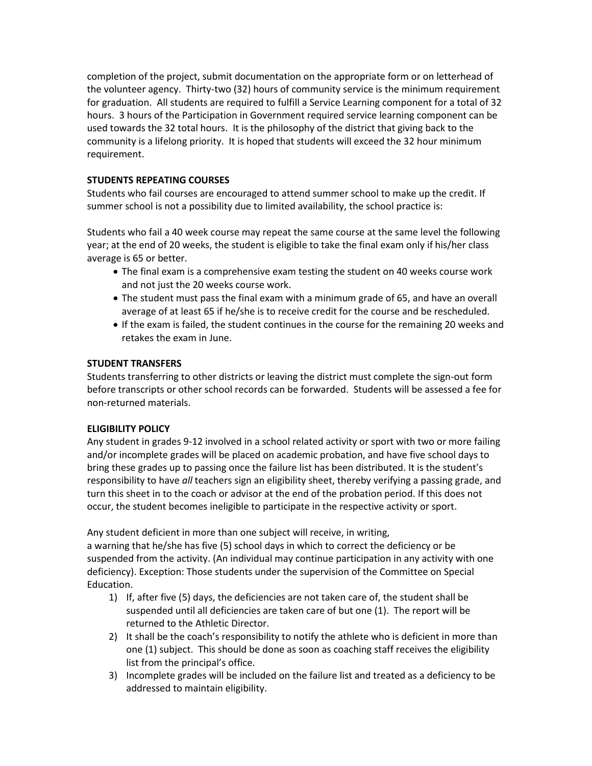completion of the project, submit documentation on the appropriate form or on letterhead of the volunteer agency. Thirty-two (32) hours of community service is the minimum requirement for graduation. All students are required to fulfill a Service Learning component for a total of 32 hours. 3 hours of the Participation in Government required service learning component can be used towards the 32 total hours. It is the philosophy of the district that giving back to the community is a lifelong priority. It is hoped that students will exceed the 32 hour minimum requirement.

**STUDENTS REPEATING COURSES**

Students who fail courses are encouraged to attend summer school to make up the credit. If summer school is not a possibility due to limited availability, the school practice is:

Students who fail a 40 week course may repeat the same course at the same level the following year; at the end of 20 weeks, the student is eligible to take the final exam only if his/her class average is 65 or better.

- The final exam is a comprehensive exam testing the student on 40 weeks course work and not just the 20 weeks course work.
- The student must pass the final exam with a minimum grade of 65, and have an overall average of at least 65 if he/she is to receive credit for the course and be rescheduled.
- If the exam is failed, the student continues in the course for the remaining 20 weeks and retakes the exam in June.

**STUDENT TRANSFERS**

Students transferring to other districts or leaving the district must complete the sign-out form before transcripts or other school records can be forwarded. Students will be assessed a fee for non-returned materials.

**ELIGIBILITY POLICY**

Any student in grades 9-12 involved in a school related activity or sport with two or more failing and/or incomplete grades will be placed on academic probation, and have five school days to bring these grades up to passing once the failure list has been distributed. It is the student's responsibility to have *all* teachers sign an eligibility sheet, thereby verifying a passing grade, and turn this sheet in to the coach or advisor at the end of the probation period. If this does not occur, the student becomes ineligible to participate in the respective activity or sport.

Any student deficient in more than one subject will receive, in writing,
a warning that he/she has five (5) school days in which to correct the deficiency or be suspended from the activity. (An individual may continue participation in any activity with one deficiency). Exception: Those students under the supervision of the Committee on Special Education.

1) If, after five (5) days, the deficiencies are not taken care of, the student shall be suspended until all deficiencies are taken care of but one (1). The report will be returned to the Athletic Director.
2) It shall be the coach's responsibility to notify the athlete who is deficient in more than one (1) subject. This should be done as soon as coaching staff receives the eligibility list from the principal's office.
3) Incomplete grades will be included on the failure list and treated as a deficiency to be addressed to maintain eligibility.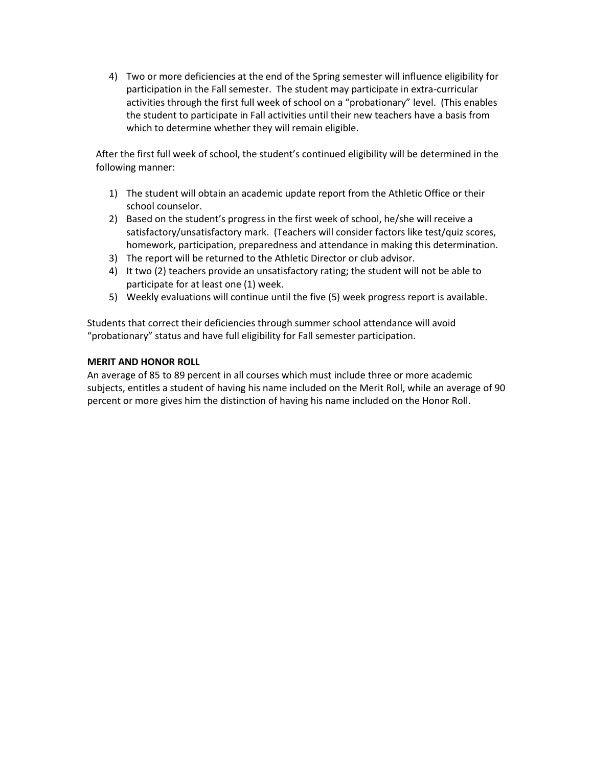4) Two or more deficiencies at the end of the Spring semester will influence eligibility for participation in the Fall semester. The student may participate in extra-curricular activities through the first full week of school on a "probationary" level. (This enables the student to participate in Fall activities until their new teachers have a basis from which to determine whether they will remain eligible.

After the first full week of school, the student's continued eligibility will be determined in the following manner:

1) The student will obtain an academic update report from the Athletic Office or their school counselor.
2) Based on the student's progress in the first week of school, he/she will receive a satisfactory/unsatisfactory mark. (Teachers will consider factors like test/quiz scores, homework, participation, preparedness and attendance in making this determination.
3) The report will be returned to the Athletic Director or club advisor.
4) It two (2) teachers provide an unsatisfactory rating; the student will not be able to participate for at least one (1) week.
5) Weekly evaluations will continue until the five (5) week progress report is available.

Students that correct their deficiencies through summer school attendance will avoid "probationary" status and have full eligibility for Fall semester participation.

**MERIT AND HONOR ROLL**

An average of 85 to 89 percent in all courses which must include three or more academic subjects, entitles a student of having his name included on the Merit Roll, while an average of 90 percent or more gives him the distinction of having his name included on the Honor Roll.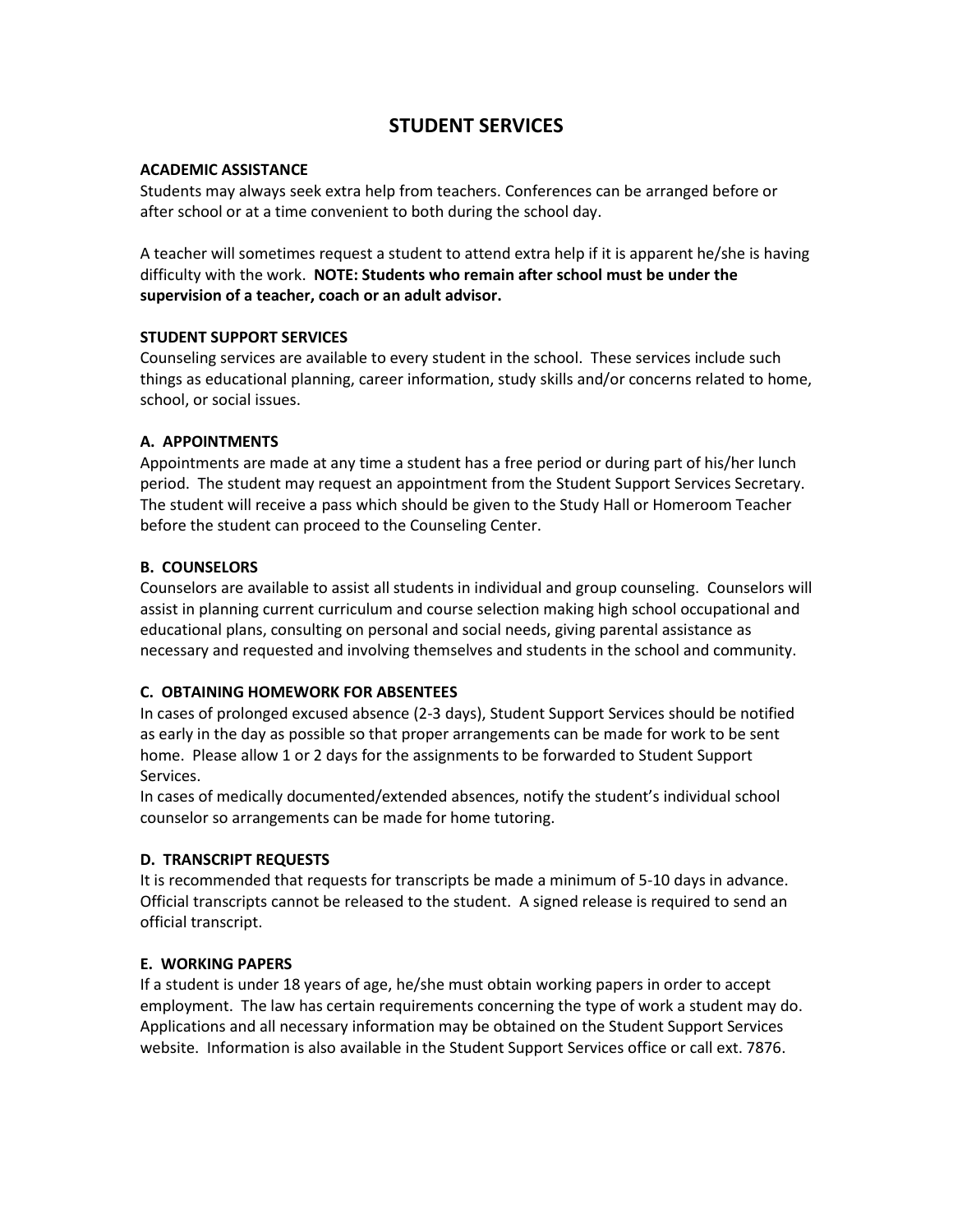# STUDENT SERVICES

### ACADEMIC ASSISTANCE

Students may always seek extra help from teachers. Conferences can be arranged before or after school or at a time convenient to both during the school day.

A teacher will sometimes request a student to attend extra help if it is apparent he/she is having difficulty with the work. **NOTE: Students who remain after school must be under the supervision of a teacher, coach or an adult advisor.**

### STUDENT SUPPORT SERVICES

Counseling services are available to every student in the school. These services include such things as educational planning, career information, study skills and/or concerns related to home, school, or social issues.

### A. APPOINTMENTS

Appointments are made at any time a student has a free period or during part of his/her lunch period. The student may request an appointment from the Student Support Services Secretary. The student will receive a pass which should be given to the Study Hall or Homeroom Teacher before the student can proceed to the Counseling Center.

### B. COUNSELORS

Counselors are available to assist all students in individual and group counseling. Counselors will assist in planning current curriculum and course selection making high school occupational and educational plans, consulting on personal and social needs, giving parental assistance as necessary and requested and involving themselves and students in the school and community.

### C. OBTAINING HOMEWORK FOR ABSENTEES

In cases of prolonged excused absence (2-3 days), Student Support Services should be notified as early in the day as possible so that proper arrangements can be made for work to be sent home. Please allow 1 or 2 days for the assignments to be forwarded to Student Support Services.
In cases of medically documented/extended absences, notify the student's individual school counselor so arrangements can be made for home tutoring.

### D. TRANSCRIPT REQUESTS

It is recommended that requests for transcripts be made a minimum of 5-10 days in advance. Official transcripts cannot be released to the student. A signed release is required to send an official transcript.

### E. WORKING PAPERS

If a student is under 18 years of age, he/she must obtain working papers in order to accept employment. The law has certain requirements concerning the type of work a student may do. Applications and all necessary information may be obtained on the Student Support Services website. Information is also available in the Student Support Services office or call ext. 7876.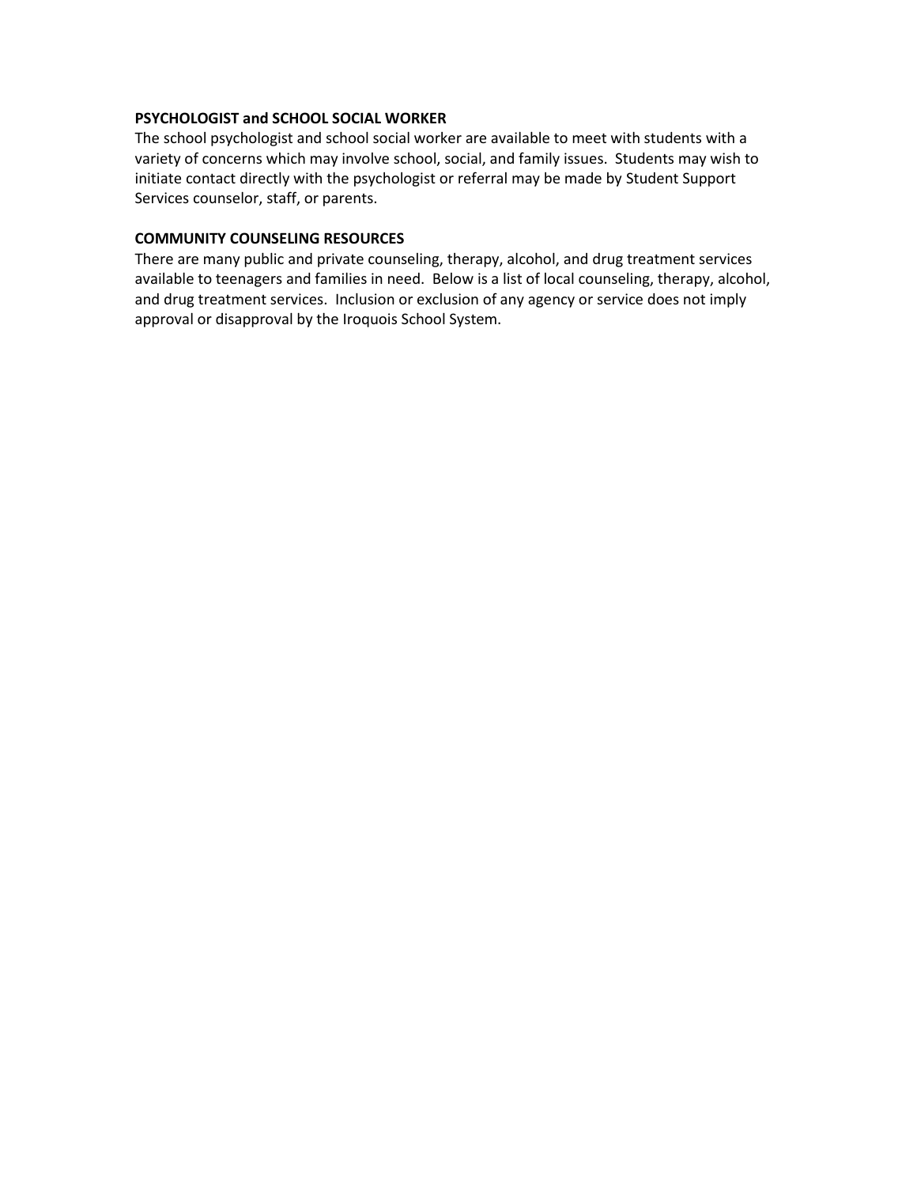**PSYCHOLOGIST and SCHOOL SOCIAL WORKER**
The school psychologist and school social worker are available to meet with students with a variety of concerns which may involve school, social, and family issues. Students may wish to initiate contact directly with the psychologist or referral may be made by Student Support Services counselor, staff, or parents.

**COMMUNITY COUNSELING RESOURCES**
There are many public and private counseling, therapy, alcohol, and drug treatment services available to teenagers and families in need. Below is a list of local counseling, therapy, alcohol, and drug treatment services. Inclusion or exclusion of any agency or service does not imply approval or disapproval by the Iroquois School System.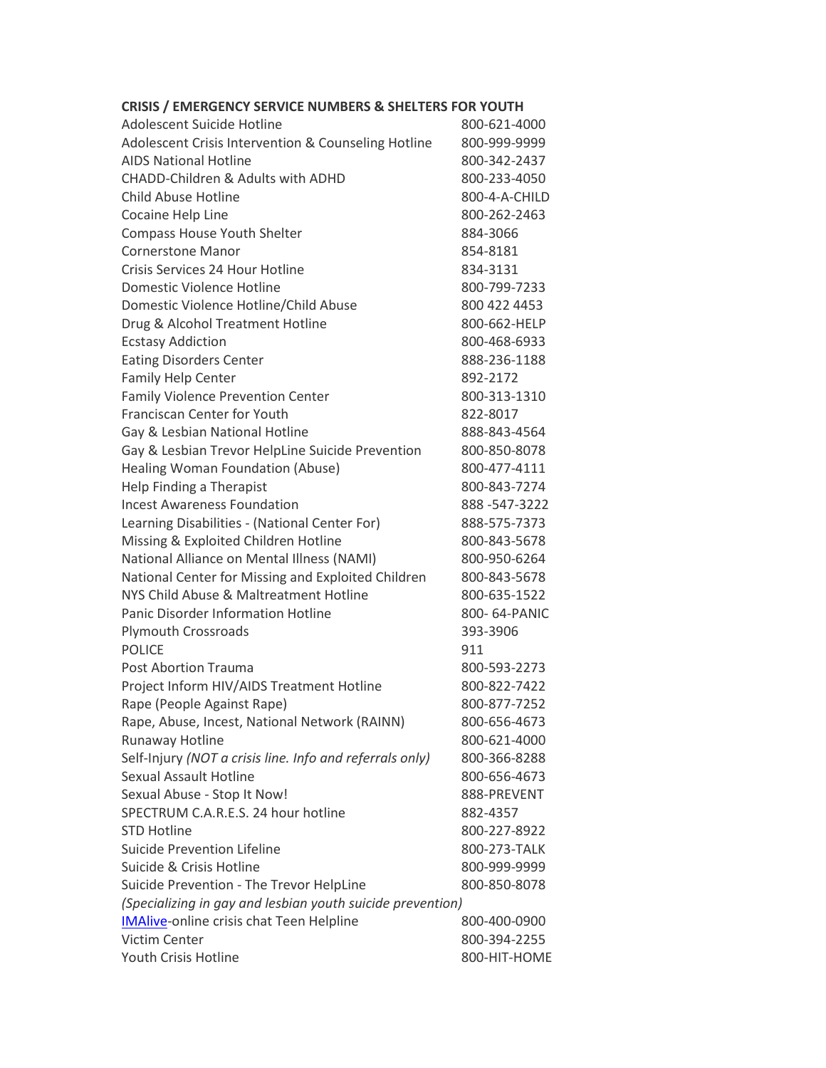**CRISIS / EMERGENCY SERVICE NUMBERS & SHELTERS FOR YOUTH**

| | |
|---|---|
| Adolescent Suicide Hotline | 800-621-4000 |
| Adolescent Crisis Intervention & Counseling Hotline | 800-999-9999 |
| AIDS National Hotline | 800-342-2437 |
| CHADD-Children & Adults with ADHD | 800-233-4050 |
| Child Abuse Hotline | 800-4-A-CHILD |
| Cocaine Help Line | 800-262-2463 |
| Compass House Youth Shelter | 884-3066 |
| Cornerstone Manor | 854-8181 |
| Crisis Services 24 Hour Hotline | 834-3131 |
| Domestic Violence Hotline | 800-799-7233 |
| Domestic Violence Hotline/Child Abuse | 800 422 4453 |
| Drug & Alcohol Treatment Hotline | 800-662-HELP |
| Ecstasy Addiction | 800-468-6933 |
| Eating Disorders Center | 888-236-1188 |
| Family Help Center | 892-2172 |
| Family Violence Prevention Center | 800-313-1310 |
| Franciscan Center for Youth | 822-8017 |
| Gay & Lesbian National Hotline | 888-843-4564 |
| Gay & Lesbian Trevor HelpLine Suicide Prevention | 800-850-8078 |
| Healing Woman Foundation (Abuse) | 800-477-4111 |
| Help Finding a Therapist | 800-843-7274 |
| Incest Awareness Foundation | 888 -547-3222 |
| Learning Disabilities - (National Center For) | 888-575-7373 |
| Missing & Exploited Children Hotline | 800-843-5678 |
| National Alliance on Mental Illness (NAMI) | 800-950-6264 |
| National Center for Missing and Exploited Children | 800-843-5678 |
| NYS Child Abuse & Maltreatment Hotline | 800-635-1522 |
| Panic Disorder Information Hotline | 800- 64-PANIC |
| Plymouth Crossroads | 393-3906 |
| POLICE | 911 |
| Post Abortion Trauma | 800-593-2273 |
| Project Inform HIV/AIDS Treatment Hotline | 800-822-7422 |
| Rape (People Against Rape) | 800-877-7252 |
| Rape, Abuse, Incest, National Network (RAINN) | 800-656-4673 |
| Runaway Hotline | 800-621-4000 |
| Self-Injury *(NOT a crisis line. Info and referrals only)* | 800-366-8288 |
| Sexual Assault Hotline | 800-656-4673 |
| Sexual Abuse - Stop It Now! | 888-PREVENT |
| SPECTRUM C.A.R.E.S. 24 hour hotline | 882-4357 |
| STD Hotline | 800-227-8922 |
| Suicide Prevention Lifeline | 800-273-TALK |
| Suicide & Crisis Hotline | 800-999-9999 |
| Suicide Prevention - The Trevor HelpLine *(Specializing in gay and lesbian youth suicide prevention)* | 800-850-8078 |
| IMAlive-online crisis chat Teen Helpline | 800-400-0900 |
| Victim Center | 800-394-2255 |
| Youth Crisis Hotline | 800-HIT-HOME |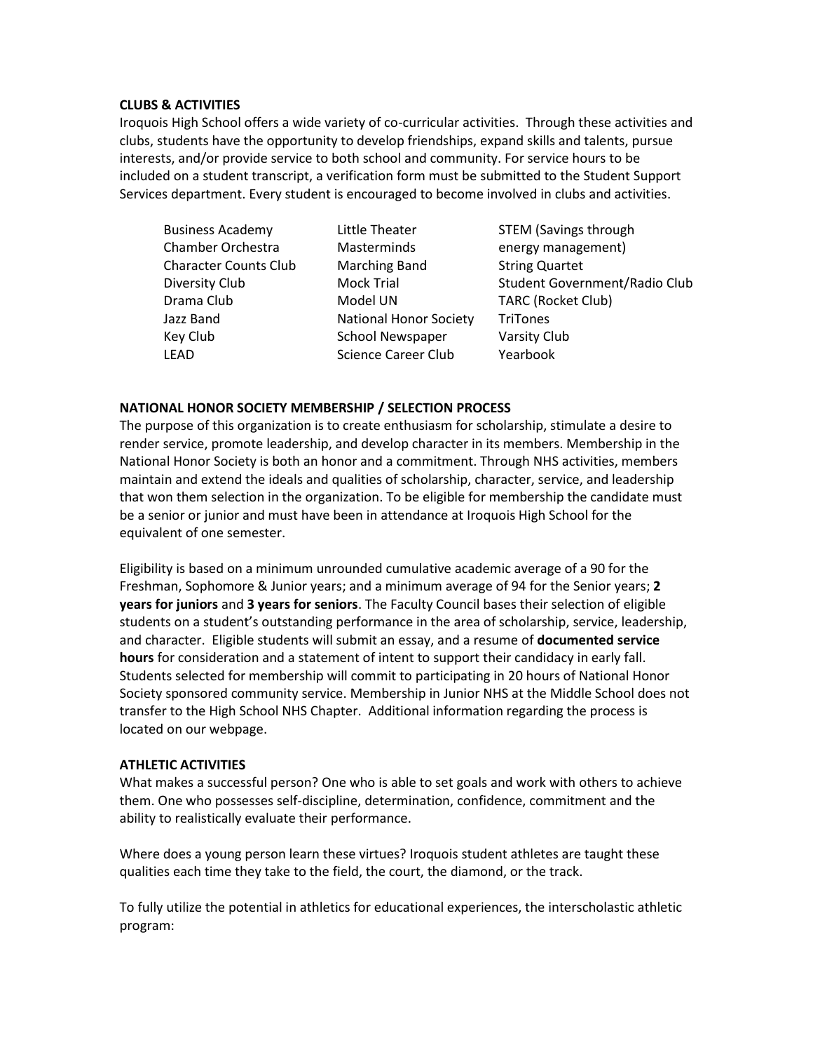## CLUBS & ACTIVITIES

Iroquois High School offers a wide variety of co-curricular activities. Through these activities and clubs, students have the opportunity to develop friendships, expand skills and talents, pursue interests, and/or provide service to both school and community. For service hours to be included on a student transcript, a verification form must be submitted to the Student Support Services department. Every student is encouraged to become involved in clubs and activities.

- Business Academy
- Chamber Orchestra
- Character Counts Club
- Diversity Club
- Drama Club
- Jazz Band
- Key Club
- LEAD
- Little Theater
- Masterminds
- Marching Band
- Mock Trial
- Model UN
- National Honor Society
- School Newspaper
- Science Career Club
- STEM (Savings through energy management)
- String Quartet
- Student Government/Radio Club
- TARC (Rocket Club)
- TriTones
- Varsity Club
- Yearbook

## NATIONAL HONOR SOCIETY MEMBERSHIP / SELECTION PROCESS

The purpose of this organization is to create enthusiasm for scholarship, stimulate a desire to render service, promote leadership, and develop character in its members. Membership in the National Honor Society is both an honor and a commitment. Through NHS activities, members maintain and extend the ideals and qualities of scholarship, character, service, and leadership that won them selection in the organization. To be eligible for membership the candidate must be a senior or junior and must have been in attendance at Iroquois High School for the equivalent of one semester.

Eligibility is based on a minimum unrounded cumulative academic average of a 90 for the Freshman, Sophomore & Junior years; and a minimum average of 94 for the Senior years; **2 years for juniors** and **3 years for seniors**. The Faculty Council bases their selection of eligible students on a student's outstanding performance in the area of scholarship, service, leadership, and character. Eligible students will submit an essay, and a resume of **documented service hours** for consideration and a statement of intent to support their candidacy in early fall. Students selected for membership will commit to participating in 20 hours of National Honor Society sponsored community service. Membership in Junior NHS at the Middle School does not transfer to the High School NHS Chapter. Additional information regarding the process is located on our webpage.

## ATHLETIC ACTIVITIES

What makes a successful person? One who is able to set goals and work with others to achieve them. One who possesses self-discipline, determination, confidence, commitment and the ability to realistically evaluate their performance.

Where does a young person learn these virtues? Iroquois student athletes are taught these qualities each time they take to the field, the court, the diamond, or the track.

To fully utilize the potential in athletics for educational experiences, the interscholastic athletic program: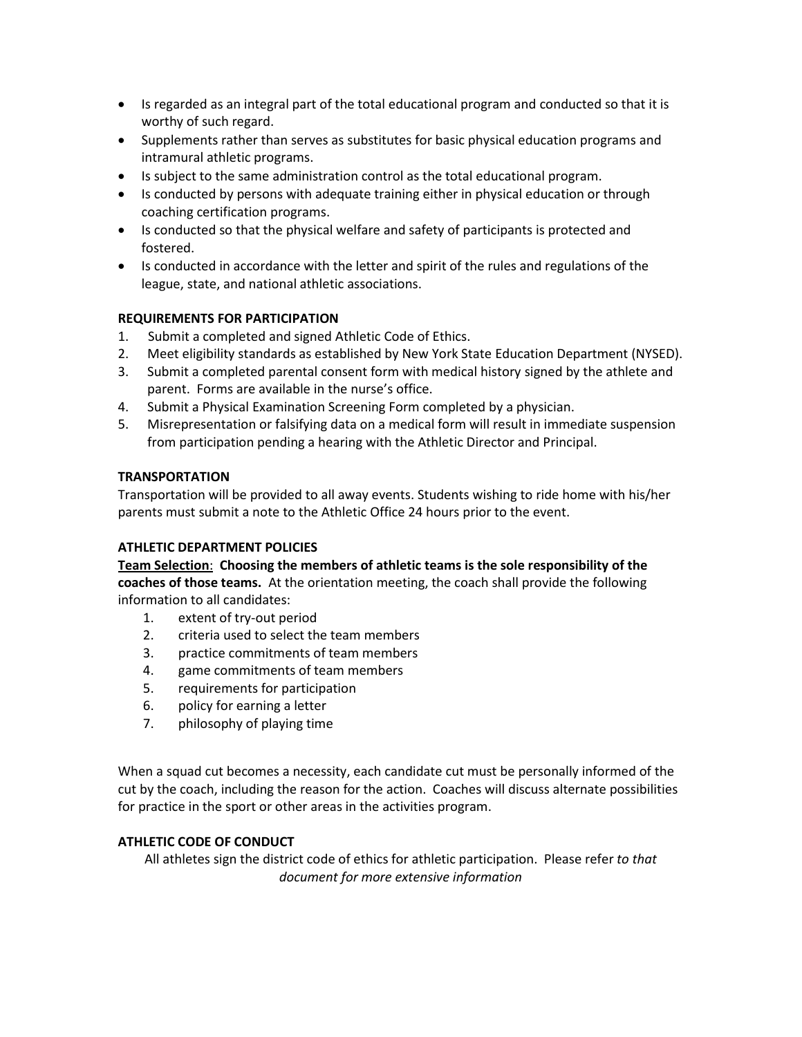- Is regarded as an integral part of the total educational program and conducted so that it is worthy of such regard.
- Supplements rather than serves as substitutes for basic physical education programs and intramural athletic programs.
- Is subject to the same administration control as the total educational program.
- Is conducted by persons with adequate training either in physical education or through coaching certification programs.
- Is conducted so that the physical welfare and safety of participants is protected and fostered.
- Is conducted in accordance with the letter and spirit of the rules and regulations of the league, state, and national athletic associations.

**REQUIREMENTS FOR PARTICIPATION**

1. Submit a completed and signed Athletic Code of Ethics.
2. Meet eligibility standards as established by New York State Education Department (NYSED).
3. Submit a completed parental consent form with medical history signed by the athlete and parent. Forms are available in the nurse's office.
4. Submit a Physical Examination Screening Form completed by a physician.
5. Misrepresentation or falsifying data on a medical form will result in immediate suspension from participation pending a hearing with the Athletic Director and Principal.

**TRANSPORTATION**

Transportation will be provided to all away events. Students wishing to ride home with his/her parents must submit a note to the Athletic Office 24 hours prior to the event.

**ATHLETIC DEPARTMENT POLICIES**

**Team Selection**: **Choosing the members of athletic teams is the sole responsibility of the coaches of those teams.** At the orientation meeting, the coach shall provide the following information to all candidates:

1. extent of try-out period
2. criteria used to select the team members
3. practice commitments of team members
4. game commitments of team members
5. requirements for participation
6. policy for earning a letter
7. philosophy of playing time

When a squad cut becomes a necessity, each candidate cut must be personally informed of the cut by the coach, including the reason for the action. Coaches will discuss alternate possibilities for practice in the sport or other areas in the activities program.

**ATHLETIC CODE OF CONDUCT**

All athletes sign the district code of ethics for athletic participation. Please refer *to that document for more extensive information*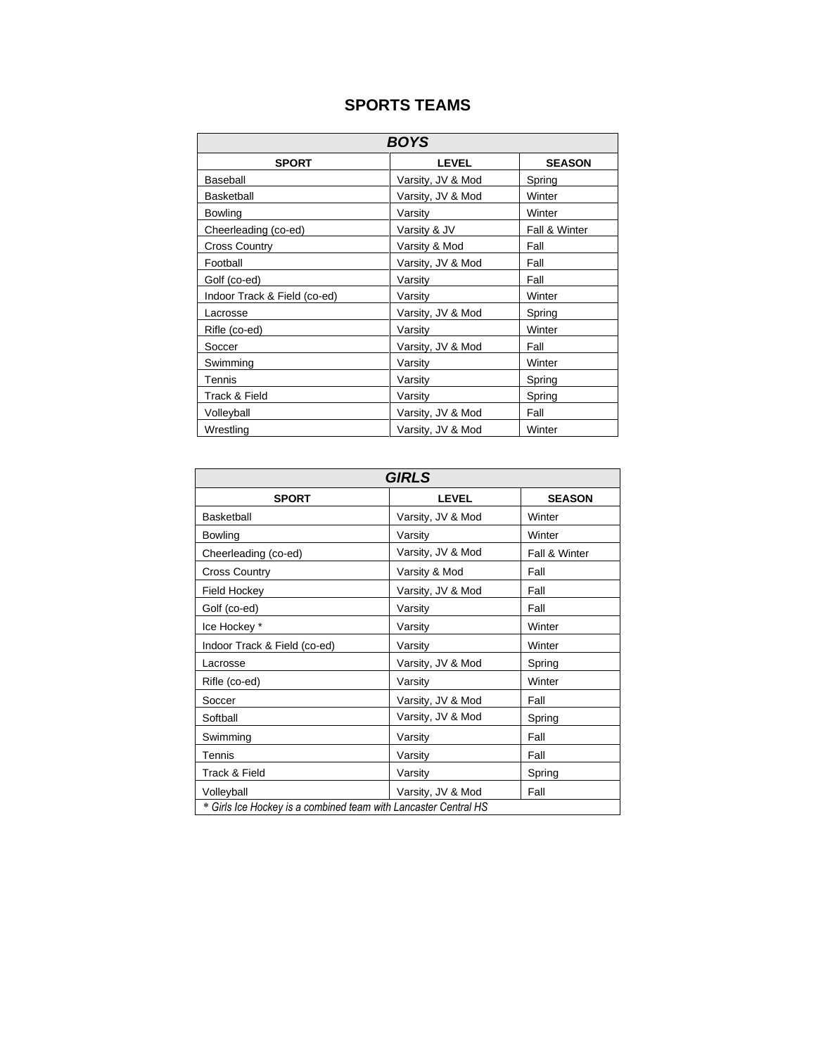# SPORTS TEAMS

| ***BOYS*** | | |
|---|---|---|
| **SPORT** | **LEVEL** | **SEASON** |
| Baseball | Varsity, JV & Mod | Spring |
| Basketball | Varsity, JV & Mod | Winter |
| Bowling | Varsity | Winter |
| Cheerleading (co-ed) | Varsity & JV | Fall & Winter |
| Cross Country | Varsity & Mod | Fall |
| Football | Varsity, JV & Mod | Fall |
| Golf (co-ed) | Varsity | Fall |
| Indoor Track & Field (co-ed) | Varsity | Winter |
| Lacrosse | Varsity, JV & Mod | Spring |
| Rifle (co-ed) | Varsity | Winter |
| Soccer | Varsity, JV & Mod | Fall |
| Swimming | Varsity | Winter |
| Tennis | Varsity | Spring |
| Track & Field | Varsity | Spring |
| Volleyball | Varsity, JV & Mod | Fall |
| Wrestling | Varsity, JV & Mod | Winter |

| ***GIRLS*** | | |
|---|---|---|
| **SPORT** | **LEVEL** | **SEASON** |
| Basketball | Varsity, JV & Mod | Winter |
| Bowling | Varsity | Winter |
| Cheerleading (co-ed) | Varsity, JV & Mod | Fall & Winter |
| Cross Country | Varsity & Mod | Fall |
| Field Hockey | Varsity, JV & Mod | Fall |
| Golf (co-ed) | Varsity | Fall |
| Ice Hockey * | Varsity | Winter |
| Indoor Track & Field (co-ed) | Varsity | Winter |
| Lacrosse | Varsity, JV & Mod | Spring |
| Rifle (co-ed) | Varsity | Winter |
| Soccer | Varsity, JV & Mod | Fall |
| Softball | Varsity, JV & Mod | Spring |
| Swimming | Varsity | Fall |
| Tennis | Varsity | Fall |
| Track & Field | Varsity | Spring |
| Volleyball | Varsity, JV & Mod | Fall |
| *\* Girls Ice Hockey is a combined team with Lancaster Central HS* | | |